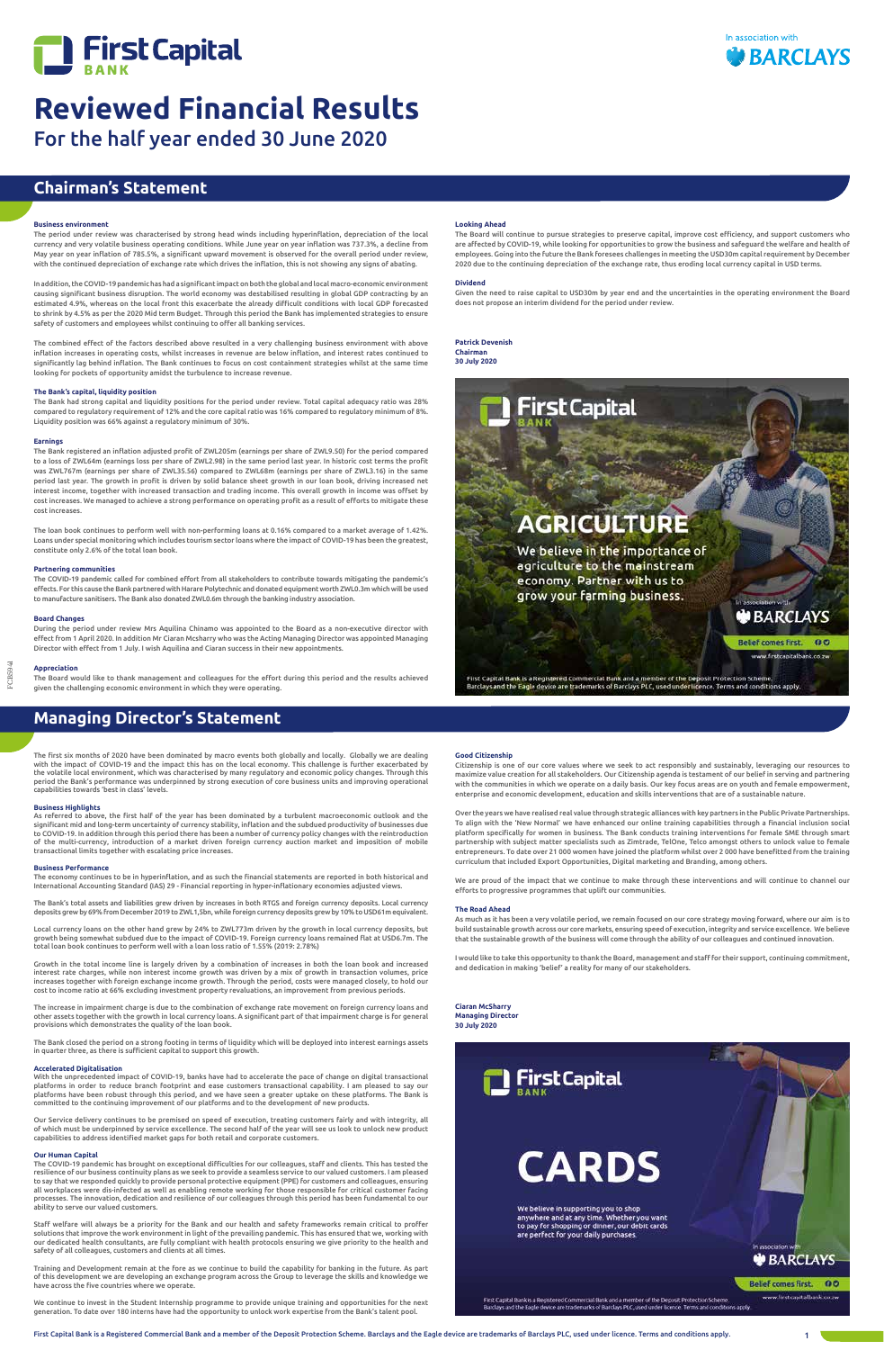# First Capital BANK

In association with BARCLAYS

# Reviewed Financial Results

## For the half year ended 30 June 2020

## Chairman's Statement

**Business environment**

The period under review was characterised by strong head winds including hyperinflation, depreciation of the local currency and very volatile business operating conditions. While June year on year inflation was 737.3%, a decline from May year on year inflation of 785.5%, a significant upward movement is observed for the overall period under review, with the continued depreciation of exchange rate which drives the inflation, this is not showing any signs of abating.

In addition, the COVID-19 pandemic has had a significant impact on both the global and local macro-economic environment causing significant business disruption. The world economy was destabilised resulting in global GDP contracting by an estimated 4.9%, whereas on the local front this exacerbate the already difficult conditions with local GDP forecasted to shrink by 4.5% as per the 2020 Mid term Budget. Through this period the Bank has implemented strategies to ensure safety of customers and employees whilst continuing to offer all banking services.

The combined effect of the factors described above resulted in a very challenging business environment with above inflation increases in operating costs, whilst increases in revenue are below inflation, and interest rates continued to significantly lag behind inflation. The Bank continues to focus on cost containment strategies whilst at the same time looking for pockets of opportunity amidst the turbulence to increase revenue.

**The Bank's capital, liquidity position**

The Bank had strong capital and liquidity positions for the period under review. Total capital adequacy ratio was 28% compared to regulatory requirement of 12% and the core capital ratio was 16% compared to regulatory minimum of 8%. Liquidity position was 66% against a regulatory minimum of 30%.

**Earnings**

The Bank registered an inflation adjusted profit of ZWL205m (earnings per share of ZWL9.50) for the period compared to a loss of ZWL64m (earnings loss per share of ZWL2.98) in the same period last year. In historic cost terms the profit was ZWL767m (earnings per share of ZWL35.56) compared to ZWL68m (earnings per share of ZWL3.16) in the same period last year. The growth in profit is driven by solid balance sheet growth in our loan book, driving increased net interest income, together with increased transaction and trading income. This overall growth in income was offset by cost increases. We managed to achieve a strong performance on operating profit as a result of efforts to mitigate these cost increases.

The loan book continues to perform well with non-performing loans at 0.16% compared to a market average of 1.42%. Loans under special monitoring which includes tourism sector loans where the impact of COVID-19 has been the greatest, constitute only 2.6% of the total loan book.

**Partnering communities**

The COVID-19 pandemic called for combined effort from all stakeholders to contribute towards mitigating the pandemic's effects. For this cause the Bank partnered with Harare Polytechnic and donated equipment worth ZWL0.3m which will be used to manufacture sanitisers. The Bank also donated ZWL0.6m through the banking industry association.

**Board Changes**

During the period under review Mrs Aquilina Chinamo was appointed to the Board as a non-executive director with effect from 1 April 2020. In addition Mr Ciaran Mcsharry who was the Acting Managing Director was appointed Managing Director with effect from 1 July. I wish Aquilina and Ciaran success in their new appointments.

**Appreciation**

The Board would like to thank management and colleagues for the effort during this period and the results achieved given the challenging economic environment in which they were operating.

**Looking Ahead**

The Board will continue to pursue strategies to preserve capital, improve cost efficiency, and support customers who are affected by COVID-19, while looking for opportunities to grow the business and safeguard the welfare and health of employees. Going into the future the Bank foresees challenges in meeting the USD30m capital requirement by December 2020 due to the continuing depreciation of the exchange rate, thus eroding local currency capital in USD terms.

**Dividend**

Given the need to raise capital to USD30m by year end and the uncertainties in the operating environment the Board does not propose an interim dividend for the period under review.

**Patrick Devenish**
**Chairman**
**30 July 2020**

First Capital BANK

**AGRICULTURE**

We believe in the importance of agriculture to the mainstream economy. Partner with us to grow your farming business.

In association with BARCLAYS

Belief comes first.

www.firstcapitalbank.co.zw

First Capital Bank is a Registered Commercial Bank and a member of the Deposit Protection Scheme. Barclays and the Eagle device are trademarks of Barclays PLC, used under licence. Terms and conditions apply.

## Managing Director's Statement

The first six months of 2020 have been dominated by macro events both globally and locally. Globally we are dealing with the impact of COVID-19 and the impact this has on the local economy. This challenge is further exacerbated by the volatile local environment, which was characterised by many regulatory and economic policy changes. Through this period the Bank's performance was underpinned by strong execution of core business units and improving operational capabilities towards 'best in class' levels.

**Business Highlights**

As referred to above, the first half of the year has been dominated by a turbulent macroeconomic outlook and the significant mid and long-term uncertainty of currency stability, inflation and the subdued productivity of businesses due to COVID-19. In addition through this period there has been a number of currency policy changes with the reintroduction of the multi-currency, introduction of a market driven foreign currency auction market and imposition of mobile transactional limits together with escalating price increases.

**Business Performance**

The economy continues to be in hyperinflation, and as such the financial statements are reported in both historical and International Accounting Standard (IAS) 29 - Financial reporting in hyper-inflationary economies adjusted views.

The Bank's total assets and liabilities grew driven by increases in both RTGS and foreign currency deposits. Local currency deposits grew by 69% from December 2019 to ZWL1,5bn, while foreign currency deposits grew by 10% to USD61m equivalent.

Local currency loans on the other hand grew by 24% to ZWL773m driven by the growth in local currency deposits, but growth being somewhat subdued due to the impact of COVID-19. Foreign currency loans remained flat at USD6.7m. The total loan book continues to perform well with a loan loss ratio of 1.55% (2019: 2.78%)

Growth in the total income line is largely driven by a combination of increases in both the loan book and increased interest rate charges, while non interest income growth was driven by a mix of growth in transaction volumes, price increases together with foreign exchange income growth. Through the period, costs were managed closely, to hold our cost to income ratio at 66% excluding investment property revaluations, an improvement from previous periods.

The increase in impairment charge is due to the combination of exchange rate movement on foreign currency loans and other assets together with the growth in local currency loans. A significant part of that impairment charge is for general provisions which demonstrates the quality of the loan book.

The Bank closed the period on a strong footing in terms of liquidity which will be deployed into interest earnings assets in quarter three, as there is sufficient capital to support this growth.

**Accelerated Digitalisation**

With the unprecedented impact of COVID-19, banks have had to accelerate the pace of change on digital transactional platforms in order to reduce branch footprint and ease customers transactional capability. I am pleased to say our platforms have been robust through this period, and we have seen a greater uptake on these platforms. The Bank is committed to the continuing improvement of our platforms and to the development of new products.

Our Service delivery continues to be premised on speed of execution, treating customers fairly and with integrity, all of which must be underpinned by service excellence. The second half of the year will see us look to unlock new product capabilities to address identified market gaps for both retail and corporate customers.

**Our Human Capital**

The COVID-19 pandemic has brought on exceptional difficulties for our colleagues, staff and clients. This has tested the resilience of our business continuity plans as we seek to provide a seamless service to our valued customers. I am pleased to say that we responded quickly to provide personal protective equipment (PPE) for customers and colleagues, ensuring all workplaces were dis-infected as well as enabling remote working for those responsible for critical customer facing processes. The innovation, dedication and resilience of our colleagues through this period has been fundamental to our ability to serve our valued customers.

Staff welfare will always be a priority for the Bank and our health and safety frameworks remain critical to proffer solutions that improve the work environment in light of the prevailing pandemic. This has ensured that we, working with our dedicated health consultants, are fully compliant with health protocols ensuring we give priority to the health and safety of all colleagues, customers and clients at all times.

Training and Development remain at the fore as we continue to build the capability for banking in the future. As part of this development we are developing an exchange program across the Group to leverage the skills and knowledge we have across the five countries where we operate.

We continue to invest in the Student Internship programme to provide unique training and opportunities for the next generation. To date over 180 interns have had the opportunity to unlock work expertise from the Bank's talent pool.

**Good Citizenship**

Citizenship is one of our core values where we seek to act responsibly and sustainably, leveraging our resources to maximize value creation for all stakeholders. Our Citizenship agenda is testament of our belief in serving and partnering with the communities in which we operate on a daily basis. Our key focus areas are on youth and female empowerment, enterprise and economic development, education and skills interventions that are of a sustainable nature.

Over the years we have realised real value through strategic alliances with key partners in the Public Private Partnerships. To align with the 'New Normal' we have enhanced our online training capabilities through a financial inclusion social platform specifically for women in business. The Bank conducts training interventions for female SME through smart partnership with subject matter specialists such as Zimtrade, TelOne, Telco amongst others to unlock value to female entrepreneurs. To date over 21 000 women have joined the platform whilst over 2 000 have benefitted from the training curriculum that included Export Opportunities, Digital marketing and Branding, among others.

We are proud of the impact that we continue to make through these interventions and will continue to channel our efforts to progressive programmes that uplift our communities.

**The Road Ahead**

As much as it has been a very volatile period, we remain focused on our core strategy moving forward, where our aim is to build sustainable growth across our core markets, ensuring speed of execution, integrity and service excellence. We believe that the sustainable growth of the business will come through the ability of our colleagues and continued innovation.

I would like to take this opportunity to thank the Board, management and staff for their support, continuing commitment, and dedication in making 'belief' a reality for many of our stakeholders.

**Ciaran McSharry**
**Managing Director**
**30 July 2020**

First Capital BANK

**CARDS**

We believe in supporting you to shop anywhere and at any time. Whether you want to pay for shopping or dinner, our debit cards are perfect for your daily purchases.

In association with BARCLAYS

Belief comes first.

www.firstcapitalbank.co.zw

First Capital Bank is a Registered Commercial Bank and a member of the Deposit Protection Scheme. Barclays and the Eagle device are trademarks of Barclays PLC, used under licence. Terms and conditions apply.

First Capital Bank is a Registered Commercial Bank and a member of the Deposit Protection Scheme. Barclays and the Eagle device are trademarks of Barclays PLC, used under licence. Terms and conditions apply.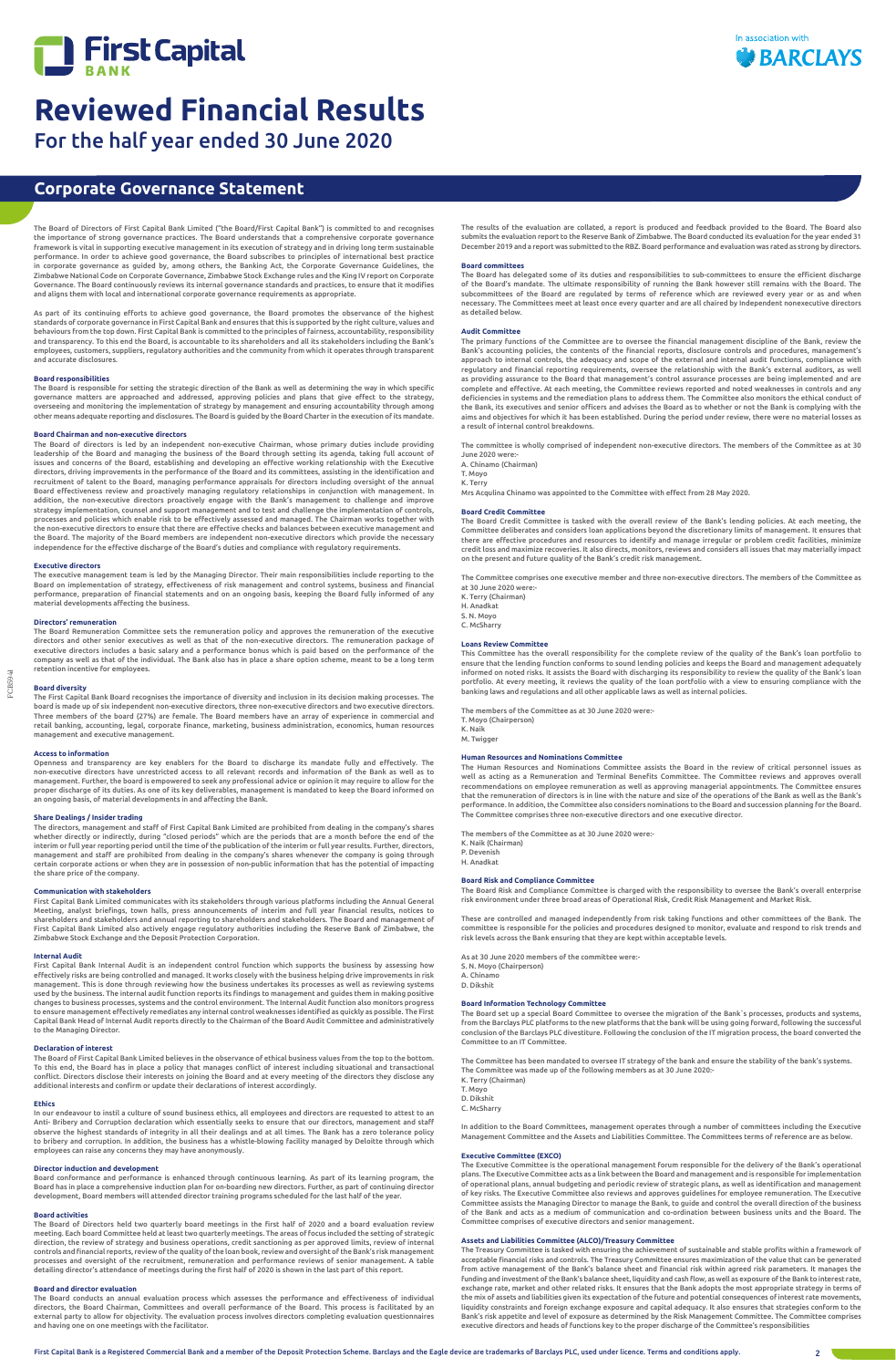# Reviewed Financial Results

For the half year ended 30 June 2020

## Corporate Governance Statement

The Board of Directors of First Capital Bank Limited ("the Board/First Capital Bank") is committed to and recognises the importance of strong governance practices. The Board understands that a comprehensive corporate governance framework is vital in supporting executive management in its execution of strategy and in driving long term sustainable performance. In order to achieve good governance, the Board subscribes to principles of international best practice in corporate governance as guided by, among others, the Banking Act, the Corporate Governance Guidelines, the Zimbabwe National Code on Corporate Governance, Zimbabwe Stock Exchange rules and the King IV report on Corporate Governance. The Board continuously reviews its internal governance standards and practices, to ensure that it modifies and aligns them with local and international corporate governance requirements as appropriate.

As part of its continuing efforts to achieve good governance, the Board promotes the observance of the highest standards of corporate governance in First Capital Bank and ensures that this is supported by the right culture, values and behaviours from the top down. First Capital Bank is committed to the principles of fairness, accountability, responsibility and transparency. To this end the Board, is accountable to its shareholders and all its stakeholders including the Bank's employees, customers, suppliers, regulatory authorities and the community from which it operates through transparent and accurate disclosures.

### Board responsibilities

The Board is responsible for setting the strategic direction of the Bank as well as determining the way in which specific governance matters are approached and addressed, approving policies and plans that give effect to the strategy, overseeing and monitoring the implementation of strategy by management and ensuring accountability through among other means adequate reporting and disclosures. The Board is guided by the Board Charter in the execution of its mandate.

### Board Chairman and non-executive directors

The Board of directors is led by an independent non-executive Chairman, whose primary duties include providing leadership of the Board and managing the business of the Board through setting its agenda, taking full account of issues and concerns of the Board, establishing and developing an effective working relationship with the Executive directors, driving improvements in the performance of the Board and its committees, assisting in the identification and recruitment of talent to the Board, managing performance appraisals for directors including oversight of the annual Board effectiveness review and proactively managing regulatory relationships in conjunction with management. In addition, the non-executive directors proactively engage with the Bank's management to challenge and improve strategy implementation, counsel and support management and to test and challenge the implementation of controls, processes and policies which enable risk to be effectively assessed and managed. The Chairman works together with the non-executive directors to ensure that there are effective checks and balances between executive management and the Board. The majority of the Board members are independent non-executive directors which provide the necessary independence for the effective discharge of the Board's duties and compliance with regulatory requirements.

### Executive directors

The executive management team is led by the Managing Director. Their main responsibilities include reporting to the Board on implementation of strategy, effectiveness of risk management and control systems, business and financial performance, preparation of financial statements and on an ongoing basis, keeping the Board fully informed of any material developments affecting the business.

### Directors' remuneration

The Board Remuneration Committee sets the remuneration policy and approves the remuneration of the executive directors and other senior executives as well as that of the non-executive directors. The remuneration package of executive directors includes a basic salary and a performance bonus which is paid based on the performance of the company as well as that of the individual. The Bank also has in place a share option scheme, meant to be a long term retention incentive for employees.

### Board diversity

The First Capital Bank Board recognises the importance of diversity and inclusion in its decision making processes. The board is made up of six independent non-executive directors, three non-executive directors and two executive directors. Three members of the board (27%) are female. The Board members have an array of experience in commercial and retail banking, accounting, legal, corporate finance, marketing, business administration, economics, human resources management and executive management.

### Access to information

Openness and transparency are key enablers for the Board to discharge its mandate fully and effectively. The non-executive directors have unrestricted access to all relevant records and information of the Bank as well as to management. Further, the board is empowered to seek any professional advice or opinion it may require to allow for the proper discharge of its duties. As one of its key deliverables, management is mandated to keep the Board informed on an ongoing basis, of material developments in and affecting the Bank.

### Share Dealings / Insider trading

The directors, management and staff of First Capital Bank Limited are prohibited from dealing in the company's shares whether directly or indirectly, during "closed periods" which are the periods that are a month before the end of the interim or full year reporting period until the time of the publication of the interim or full year results. Further, directors, management and staff are prohibited from dealing in the company's shares whenever the company is going through certain corporate actions or when they are in possession of non-public information that has the potential of impacting the share price of the company.

### Communication with stakeholders

First Capital Bank Limited communicates with its stakeholders through various platforms including the Annual General Meeting, analyst briefings, town halls, press announcements of interim and full year financial results, notices to shareholders and stakeholders and annual reporting to shareholders and stakeholders. The Board and management of First Capital Bank Limited also actively engage regulatory authorities including the Reserve Bank of Zimbabwe, the Zimbabwe Stock Exchange and the Deposit Protection Corporation.

### Internal Audit

First Capital Bank Internal Audit is an independent control function which supports the business by assessing how effectively risks are being controlled and managed. It works closely with the business helping drive improvements in risk management. This is done through reviewing how the business undertakes its processes as well as reviewing systems used by the business. The internal audit function reports its findings to management and guides them in making positive changes to business processes, systems and the control environment. The Internal Audit function also monitors progress to ensure management effectively remediates any internal control weaknesses identified as quickly as possible. The First Capital Bank Head of Internal Audit reports directly to the Chairman of the Board Audit Committee and administratively to the Managing Director.

### Declaration of interest

The Board of First Capital Bank Limited believes in the observance of ethical business values from the top to the bottom. To this end, the Board has in place a policy that manages conflict of interest including situational and transactional conflict. Directors disclose their interests on joining the Board and at every meeting of the directors they disclose any additional interests and confirm or update their declarations of interest accordingly.

### Ethics

In our endeavour to instil a culture of sound business ethics, all employees and directors are requested to attest to an Anti- Bribery and Corruption declaration which essentially seeks to ensure that our directors, management and staff observe the highest standards of integrity in all their dealings and at all times. The Bank has a zero tolerance policy to bribery and corruption. In addition, the business has a whistle-blowing facility managed by Deloitte through which employees can raise any concerns they may have anonymously.

### Director induction and development

Board conformance and performance is enhanced through continuous learning. As part of its learning program, the Board has in place a comprehensive induction plan for on-boarding new directors. Further, as part of continuing director development, Board members will attended director training programs scheduled for the last half of the year.

### Board activities

The Board of Directors held two quarterly board meetings in the first half of 2020 and a board evaluation review meeting. Each board Committee held at least two quarterly meetings. The areas of focus included the setting of strategic direction, the review of strategy and business operations, credit sanctioning as per approved limits, review of internal controls and financial reports, review of the quality of the loan book, review and oversight of the Bank's risk management processes and oversight of the recruitment, remuneration and performance reviews of senior management. A table detailing director's attendance of meetings during the first half of 2020 is shown in the last part of this report.

### Board and director evaluation

The Board conducts an annual evaluation process which assesses the performance and effectiveness of individual directors, the Board Chairman, Committees and overall performance of the Board. This process is facilitated by an external party to allow for objectivity. The evaluation process involves directors completing evaluation questionnaires and having one on one meetings with the facilitator.

The results of the evaluation are collated, a report is produced and feedback provided to the Board. The Board also submits the evaluation report to the Reserve Bank of Zimbabwe. The Board conducted its evaluation for the year ended 31 December 2019 and a report was submitted to the RBZ. Board performance and evaluation was rated as strong by directors.

### Board committees

The Board has delegated some of its duties and responsibilities to sub-committees to ensure the efficient discharge of the Board's mandate. The ultimate responsibility of running the Bank however still remains with the Board. The subcommittees of the Board are regulated by terms of reference which are reviewed every year or as and when necessary. The Committees meet at least once every quarter and are all chaired by Independent nonexecutive directors as detailed below.

### Audit Committee

The primary functions of the Committee are to oversee the financial management discipline of the Bank, review the Bank's accounting policies, the contents of the financial reports, disclosure controls and procedures, management's approach to internal controls, the adequacy and scope of the external and internal audit functions, compliance with regulatory and financial reporting requirements, oversee the relationship with the Bank's external auditors, as well as providing assurance to the Board that management's control assurance processes are being implemented and are complete and effective. At each meeting, the Committee reviews reported and noted weaknesses in controls and any deficiencies in systems and the remediation plans to address them. The Committee also monitors the ethical conduct of the Bank, its executives and senior officers and advises the Board as to whether or not the Bank is complying with the aims and objectives for which it has been established. During the period under review, there were no material losses as a result of internal control breakdowns.

The committee is wholly comprised of independent non-executive directors. The members of the Committee as at 30 June 2020 were:-

A. Chinamo (Chairman)  
T. Moyo  
K. Terry

Mrs Acqulina Chinamo was appointed to the Committee with effect from 28 May 2020.

### Board Credit Committee

The Board Credit Committee is tasked with the overall review of the Bank's lending policies. At each meeting, the Committee deliberates and considers loan applications beyond the discretionary limits of management. It ensures that there are effective procedures and resources to identify and manage irregular or problem credit facilities, minimize credit loss and maximize recoveries. It also directs, monitors, reviews and considers all issues that may materially impact on the present and future quality of the Bank's credit risk management.

The Committee comprises one executive member and three non-executive directors. The members of the Committee as at 30 June 2020 were:-

K. Terry (Chairman)  
H. Anadkat  
S. N. Moyo  
C. McSharry

### Loans Review Committee

This Committee has the overall responsibility for the complete review of the quality of the Bank's loan portfolio to ensure that the lending function conforms to sound lending policies and keeps the Board and management adequately informed on noted risks. It assists the Board with discharging its responsibility to review the quality of the Bank's loan portfolio. At every meeting, it reviews the quality of the loan portfolio with a view to ensuring compliance with the banking laws and regulations and all other applicable laws as well as internal policies.

The members of the Committee as at 30 June 2020 were:-

T. Moyo (Chairperson)  
K. Naik  
M. Twigger

### Human Resources and Nominations Committee

The Human Resources and Nominations Committee assists the Board in the review of critical personnel issues as well as acting as a Remuneration and Terminal Benefits Committee. The Committee reviews and approves overall recommendations on employee remuneration as well as approving managerial appointments. The Committee ensures that the remuneration of directors is in line with the nature and size of the operations of the Bank as well as the Bank's performance. In addition, the Committee also considers nominations to the Board and succession planning for the Board. The Committee comprises three non-executive directors and one executive director.

The members of the Committee as at 30 June 2020 were:-

K. Naik (Chairman)  
P. Devenish  
H. Anadkat

### Board Risk and Compliance Committee

The Board Risk and Compliance Committee is charged with the responsibility to oversee the Bank's overall enterprise risk environment under three broad areas of Operational Risk, Credit Risk Management and Market Risk.

These are controlled and managed independently from risk taking functions and other committees of the Bank. The committee is responsible for the policies and procedures designed to monitor, evaluate and respond to risk trends and risk levels across the Bank ensuring that they are kept within acceptable levels.

As at 30 June 2020 members of the committee were:-

S. N. Moyo (Chairperson)  
A. Chinamo  
D. Dikshit

### Board Information Technology Committee

The Board set up a special Board Committee to oversee the migration of the Bank`s processes, products and systems, from the Barclays PLC platforms to the new platforms that the bank will be using going forward, following the successful conclusion of the Barclays PLC divestiture. Following the conclusion of the IT migration process, the board converted the Committee to an IT Committee.

The Committee has been mandated to oversee IT strategy of the bank and ensure the stability of the bank's systems. The Committee was made up of the following members as at 30 June 2020:-

K. Terry (Chairman)  
T. Moyo  
D. Dikshit  
C. McSharry

In addition to the Board Committees, management operates through a number of committees including the Executive Management Committee and the Assets and Liabilities Committee. The Committees terms of reference are as below.

### Executive Committee (EXCO)

The Executive Committee is the operational management forum responsible for the delivery of the Bank's operational plans. The Executive Committee acts as a link between the Board and management and is responsible for implementation of operational plans, annual budgeting and periodic review of strategic plans, as well as identification and management of key risks. The Executive Committee also reviews and approves guidelines for employee remuneration. The Executive Committee assists the Managing Director to manage the Bank, to guide and control the overall direction of the business of the Bank and acts as a medium of communication and co-ordination between business units and the Board. The Committee comprises of executive directors and senior management.

### Assets and Liabilities Committee (ALCO)/Treasury Committee

The Treasury Committee is tasked with ensuring the achievement of sustainable and stable profits within a framework of acceptable financial risks and controls. The Treasury Committee ensures maximization of the value that can be generated from active management of the Bank's balance sheet and financial risk within agreed risk parameters. It manages the funding and investment of the Bank's balance sheet, liquidity and cash flow, as well as exposure of the Bank to interest rate, exchange rate, market and other related risks. It ensures that the Bank adopts the most appropriate strategy in terms of the mix of assets and liabilities given its expectation of the future and potential consequences of interest rate movements, liquidity constraints and foreign exchange exposure and capital adequacy. It also ensures that strategies conform to the Bank's risk appetite and level of exposure as determined by the Risk Management Committee. The Committee comprises executive directors and heads of functions key to the proper discharge of the Committee's responsibilities

First Capital Bank is a Registered Commercial Bank and a member of the Deposit Protection Scheme. Barclays and the Eagle device are trademarks of Barclays PLC, used under licence. Terms and conditions apply.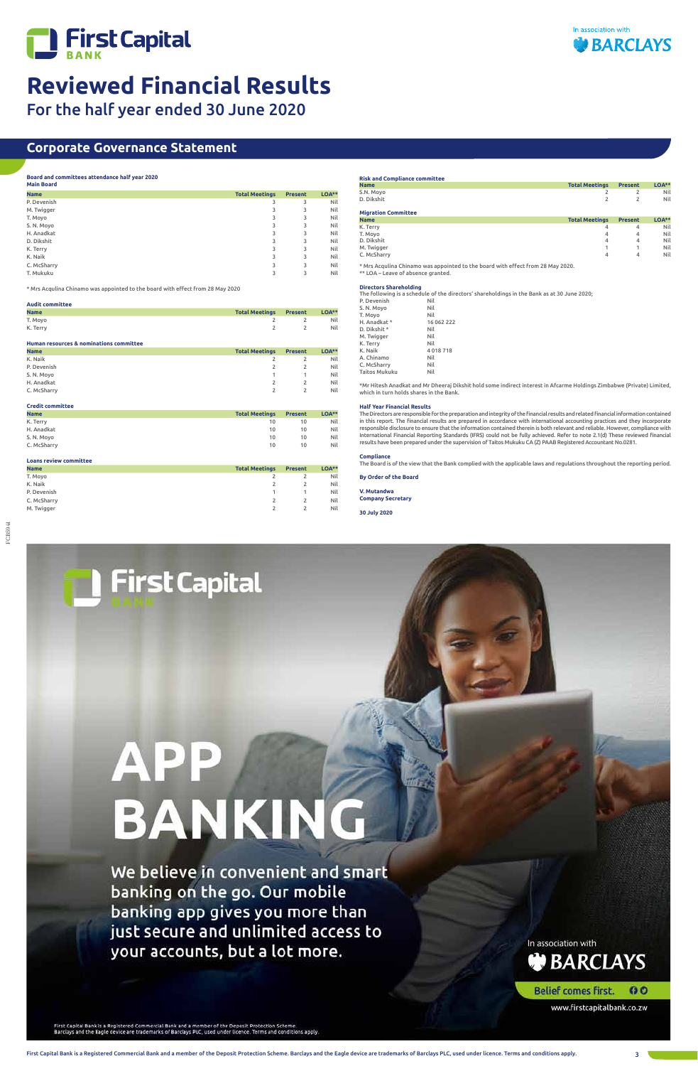# Reviewed Financial Results

## For the half year ended 30 June 2020

## Corporate Governance Statement

### Board and committees attendance half year 2020

**Main Board**

| Name | Total Meetings | Present | LOA** |
|---|---|---|---|
| P. Devenish | 3 | 3 | Nil |
| M. Twigger | 3 | 3 | Nil |
| T. Moyo | 3 | 3 | Nil |
| S. N. Moyo | 3 | 3 | Nil |
| H. Anadkat | 3 | 3 | Nil |
| D. Dikshit | 3 | 3 | Nil |
| K. Terry | 3 | 3 | Nil |
| K. Naik | 3 | 3 | Nil |
| C. McSharry | 3 | 3 | Nil |
| T. Mukuku | 3 | 3 | Nil |

* Mrs Acqulina Chinamo was appointed to the board with effect from 28 May 2020

**Audit committee**

| Name | Total Meetings | Present | LOA** |
|---|---|---|---|
| T. Moyo | 2 | 2 | Nil |
| K. Terry | 2 | 2 | Nil |

**Human resources & nominations committee**

| Name | Total Meetings | Present | LOA** |
|---|---|---|---|
| K. Naik | 2 | 2 | Nil |
| P. Devenish | 2 | 2 | Nil |
| S. N. Moyo | 1 | 1 | Nil |
| H. Anadkat | 2 | 2 | Nil |
| C. McSharry | 2 | 2 | Nil |

**Credit committee**

| Name | Total Meetings | Present | LOA** |
|---|---|---|---|
| K. Terry | 10 | 10 | Nil |
| H. Anadkat | 10 | 10 | Nil |
| S. N. Moyo | 10 | 10 | Nil |
| C. McSharry | 10 | 10 | Nil |

**Loans review committee**

| Name | Total Meetings | Present | LOA** |
|---|---|---|---|
| T. Moyo | 2 | 2 | Nil |
| K. Naik | 2 | 2 | Nil |
| P. Devenish | 1 | 1 | Nil |
| C. McSharry | 2 | 2 | Nil |
| M. Twigger | 2 | 2 | Nil |

**Risk and Compliance committee**

| Name | Total Meetings | Present | LOA** |
|---|---|---|---|
| S.N. Moyo | 2 | 2 | Nil |
| D. Dikshit | 2 | 2 | Nil |

**Migration Committee**

| Name | Total Meetings | Present | LOA** |
|---|---|---|---|
| K. Terry | 4 | 4 | Nil |
| T. Moyo | 4 | 4 | Nil |
| D. Dikshit | 4 | 4 | Nil |
| M. Twigger | 1 | 1 | Nil |
| C. McSharry | 4 | 4 | Nil |

* Mrs Acqulina Chinamo was appointed to the board with effect from 28 May 2020.
** LOA – Leave of absence granted.

### Directors Shareholding

The following is a schedule of the directors' shareholdings in the Bank as at 30 June 2020;

| Name | Shareholding |
|---|---|
| P. Devenish | Nil |
| S. N. Moyo | Nil |
| T. Moyo | Nil |
| H. Anadkat * | 16 062 222 |
| D. Dikshit * | Nil |
| M. Twigger | Nil |
| K. Terry | Nil |
| K. Naik | 4 018 718 |
| A. Chinamo | Nil |
| C. McSharry | Nil |
| Taitos Mukuku | Nil |

*Mr Hitesh Anadkat and Mr Dheeraj Dikshit hold some indirect interest in Afcarme Holdings Zimbabwe (Private) Limited, which in turn holds shares in the Bank.

### Half Year Financial Results

The Directors are responsible for the preparation and integrity of the financial results and related financial information contained in this report. The financial results are prepared in accordance with international accounting practices and they incorporate responsible disclosure to ensure that the information contained therein is both relevant and reliable. However, compliance with International Financial Reporting Standards (IFRS) could not be fully achieved. Refer to note 2.1(d) These reviewed financial results have been prepared under the supervision of Taitos Mukuku CA (Z) PAAB Registered Accountant No.0281.

### Compliance

The Board is of the view that the Bank complied with the applicable laws and regulations throughout the reporting period.

**By Order of the Board**

**V. Mutandwa**
**Company Secretary**

**30 July 2020**

First Capital Bank is a Registered Commercial Bank and a member of the Deposit Protection Scheme. Barclays and the Eagle device are trademarks of Barclays PLC, used under licence. Terms and conditions apply.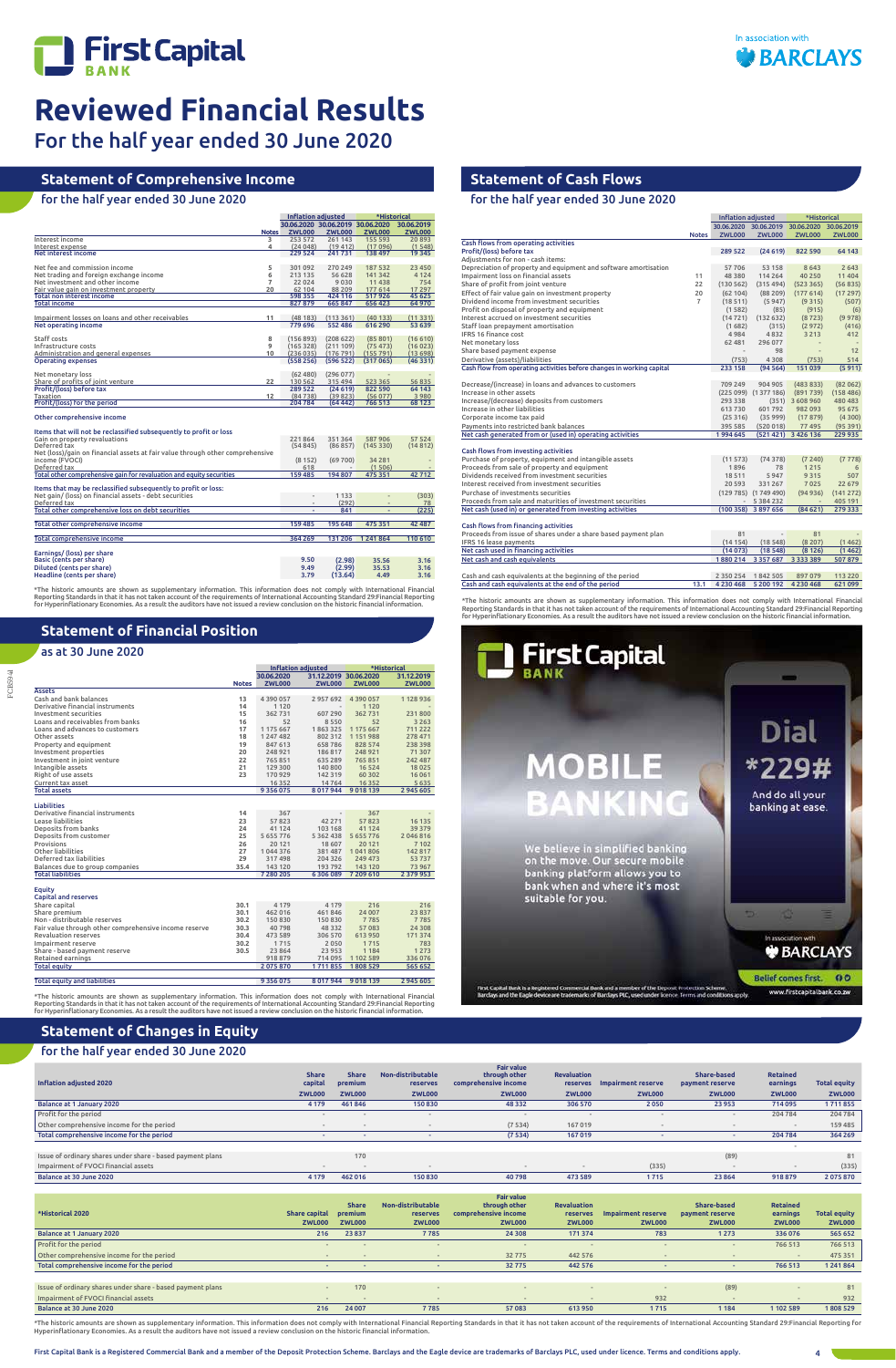# Reviewed Financial Results

## For the half year ended 30 June 2020

## Statement of Comprehensive Income

### for the half year ended 30 June 2020

| | Notes | Inflation adjusted 30.06.2020 ZWL000 | Inflation adjusted 30.06.2019 ZWL000 | *Historical 30.06.2020 ZWL000 | *Historical 30.06.2019 ZWL000 |
|---|---|---|---|---|---|
| Interest income | 3 | 253 572 | 261 143 | 155 593 | 20 893 |
| Interest expense | 4 | (24 048) | (19 412) | (17 096) | (1 548) |
| **Net interest income** | | 229 524 | 241 731 | 138 497 | 19 345 |
| Net fee and commission income | 5 | 301 092 | 270 249 | 187 532 | 23 450 |
| Net trading and foreign exchange income | 6 | 213 135 | 56 628 | 141 342 | 4 124 |
| Net investment and other income | 7 | 22 024 | 9 030 | 11 438 | 754 |
| Fair value gain on investment property | 20 | 62 104 | 88 209 | 177 614 | 17 297 |
| **Total non interest income** | | 598 355 | 424 116 | 517 926 | 45 625 |
| **Total income** | | 827 879 | 665 847 | 656 423 | 64 970 |
| Impairment losses on loans and other receivables | 11 | (48 183) | (113 361) | (40 133) | (11 331) |
| **Net operating income** | | 779 696 | 552 486 | 616 290 | 53 639 |
| Staff costs | 8 | (156 893) | (208 622) | (85 801) | (16 610) |
| Infrastructure costs | 9 | (165 328) | (211 109) | (75 473) | (16 023) |
| Administration and general expenses | 10 | (236 035) | (176 791) | (155 791) | (13 698) |
| **Operating expenses** | | (558 256) | (596 522) | (317 065) | (46 331) |
| Net monetary loss | | (62 480) | (296 077) | - | - |
| Share of profits of joint venture | 22 | 130 562 | 315 494 | 523 365 | 56 835 |
| **Profit/(loss) before tax** | | 289 522 | (24 619) | 822 590 | 64 143 |
| Taxation | 12 | (84 738) | (39 823) | (56 077) | 3 980 |
| **Profit/(loss) for the period** | | 204 784 | (64 442) | 766 513 | 68 123 |
| **Other comprehensive income** | | | | | |
| **Items that will not be reclassified subsequently to profit or loss** | | | | | |
| Gain on property revaluations | | 221 864 | 351 364 | 587 906 | 57 524 |
| Deferred tax | | (54 845) | (86 857) | (145 330) | (14 812) |
| Net (loss)/gain on financial assets at fair value through other comprehensive income (FVOCI) | | (8 152) | (69 700) | 34 281 | - |
| Deferred tax | | 618 | - | (1 506) | - |
| **Total other comprehensive gain for revaluation and equity securities** | | 159 485 | 194 807 | 475 351 | 42 712 |
| **Items that may be reclassified subsequently to profit or loss:** | | | | | |
| Net gain/ (loss) on financial assets - debt securities | | - | 1 133 | - | (303) |
| Deferred tax | | - | (292) | - | 78 |
| **Total other comprehensive loss on debt securities** | | - | 841 | - | (225) |
| **Total other comprehensive income** | | 159 485 | 195 648 | 475 351 | 42 487 |
| **Total comprehensive income** | | 364 269 | 131 206 | 1 241 864 | 110 610 |
| **Earnings/ (loss) per share** | | | | | |
| Basic (cents per share) | | 9.50 | (2.98) | 35.56 | 3.16 |
| Diluted (cents per share) | | 9.49 | (2.99) | 35.53 | 3.16 |
| Headline (cents per share) | | 3.79 | (13.64) | 4.49 | 3.16 |

*The historic amounts are shown as supplementary information. This information does not comply with International Financial Reporting Standards in that it has not taken account of the requirements of International Accounting Standard 29:Financial Reporting for Hyperinflationary Economies. As a result the auditors have not issued a review conclusion on the historic financial information.

## Statement of Cash Flows

### for the half year ended 30 June 2020

| | Notes | Inflation adjusted 30.06.2020 ZWL000 | Inflation adjusted 30.06.2019 ZWL000 | *Historical 30.06.2020 ZWL000 | *Historical 30.06.2019 ZWL000 |
|---|---|---|---|---|---|
| **Cash flows from operating activities** | | | | | |
| Profit/(loss) before tax | | 289 522 | (24 619) | 822 590 | 64 143 |
| Adjustments for non - cash items: | | | | | |
| Depreciation of property and equipment and software amortisation | | 57 706 | 53 158 | 8 643 | 2 643 |
| Impairment loss on financial assets | 11 | 48 380 | 114 264 | 40 250 | 11 404 |
| Share of profit from joint venture | 22 | (130 562) | (315 494) | (523 365) | (56 835) |
| Effect of fair value gain on investment property | 20 | (62 104) | (88 209) | (177 614) | (17 297) |
| Dividend income from investment securities | 7 | (18 511) | (5 947) | (9 315) | (507) |
| Profit on disposal of property and equipment | | (1 582) | (85) | (915) | (6) |
| Interest accrued on investment securities | | (14 721) | (132 632) | (8 723) | (9 978) |
| Staff loan prepayment amortisation | | (1 682) | (315) | (2 972) | (416) |
| IFRS 16 finance cost | | 4 984 | 4 832 | 3 213 | 412 |
| Net monetary loss | | 62 481 | 296 077 | - | - |
| Share based payment expense | | - | 98 | - | 12 |
| Derivative (assets)/liabilities | | (753) | 4 308 | (753) | 514 |
| **Cash flow from operating activities before changes in working capital** | | 233 158 | (94 564) | 151 039 | (5 911) |
| Decrease/(increase) in loans and advances to customers | | 709 249 | 904 905 | (483 833) | (82 062) |
| Increase in other assets | | (225 099) | (1 377 186) | (891 739) | (158 486) |
| Increase/(decrease) deposits from customers | | 293 338 | (351) | 3 608 960 | 480 483 |
| Increase in other liabilities | | 20 593 | 601 792 | 982 093 | 95 675 |
| Corporate income tax paid | | (25 316) | (35 999) | (17 879) | (4 300) |
| Payments into restricted bank balances | | 395 585 | (520 018) | 77 495 | (95 391) |
| **Net cash generated from or (used in) operating activities** | | 1 994 645 | (521 421) | 3 426 136 | 229 935 |
| **Cash flows from investing activities** | | | | | |
| Purchase of property, equipment and intangible assets | | (11 573) | (74 378) | (7 240) | (7 778) |
| Proceeds from sale of property and equipment | | 1 896 | 78 | 1 215 | 6 |
| Dividends received from investment securities | | 18 511 | 5 947 | 9 315 | 507 |
| Interest received from investment securities | | 20 593 | 331 267 | 7 025 | 22 679 |
| Purchase of investment securities | | (129 785) | (1 749 490) | (94 936) | (141 272) |
| Proceeds from sale and maturities of investment securities | | - | 5 384 232 | - | 405 191 |
| **Net cash (used in) or generated from investing activities** | | (100 358) | 3 897 656 | (84 621) | 279 333 |
| **Cash flows from financing activities** | | | | | |
| Proceeds from issue of shares under a share based payment plan | | 81 | - | 81 | - |
| IFRS 16 lease payments | | (14 154) | (18 548) | (8 207) | (1 462) |
| **Net cash used in financing activities** | | (14 073) | (18 548) | (8 126) | (1 462) |
| **Net cash and cash equivalents** | | 1 880 214 | 3 357 687 | 3 333 389 | 507 879 |
| Cash and cash equivalents at the beginning of the period | | 2 350 254 | 1 842 505 | 897 079 | 113 220 |
| **Cash and cash equivalents at the end of the period** | 13.1 | 4 230 468 | 5 200 192 | 4 230 468 | 621 099 |

*The historic amounts are shown as supplementary information. This information does not comply with International Financial Reporting Standards in that it has not taken account of the requirements of International Accounting Standard 29:Financial Reporting for Hyperinflationary Economies. As a result the auditors have not issued a review conclusion on the historic financial information.

First Capital BANK

MOBILE BANKING

Dial *229#

And do all your banking at ease.

We believe in simplified banking on the move. Our secure mobile banking platform allows you to bank when and where it's most suitable for you.

In association with BARCLAYS

Belief comes first.

www.firstcapitalbank.co.zw

First Capital Bank is a Registered Commercial Bank and a member of the Deposit Protection Scheme. Barclays and the Eagle device are trademarks of Barclays PLC, used under licence. Terms and conditions apply.

## Statement of Financial Position

### as at 30 June 2020

| | Notes | Inflation adjusted 30.06.2020 ZWL000 | Inflation adjusted 31.12.2019 ZWL000 | *Historical 30.06.2020 ZWL000 | *Historical 31.12.2019 ZWL000 |
|---|---|---|---|---|---|
| **Assets** | | | | | |
| Cash and bank balances | 13 | 4 390 057 | 2 957 692 | 4 390 057 | 1 128 936 |
| Derivative financial instruments | 14 | 1 120 | - | 1 120 | - |
| Investment securities | 15 | 362 731 | 607 290 | 362 731 | 231 800 |
| Loans and receivables from banks | 16 | 52 | 8 550 | 52 | 3 263 |
| Loans and advances to customers | 17 | 1 175 667 | 1 863 325 | 1 175 667 | 711 222 |
| Other assets | 18 | 1 247 482 | 802 312 | 1 151 988 | 278 471 |
| Property and equipment | 19 | 847 613 | 658 786 | 828 574 | 238 398 |
| Investment properties | 20 | 248 921 | 186 817 | 248 921 | 71 307 |
| Investment in joint venture | 22 | 765 851 | 635 289 | 765 851 | 242 487 |
| Intangible assets | 21 | 129 300 | 140 800 | 60 302 | 18 025 |
| Right of use assets | 23 | 170 929 | 142 319 | 16 524 | 16 061 |
| Current tax asset | | 16 352 | 14 764 | 16 352 | 5 635 |
| **Total assets** | | 9 356 075 | 8 017 944 | 9 018 139 | 2 945 605 |
| **Liabilities** | | | | | |
| Derivative financial instruments | 14 | 367 | - | 367 | - |
| Lease liabilities | 23 | 57 823 | 42 271 | 57 823 | 16 135 |
| Deposits from banks | 24 | 41 124 | 103 168 | 41 124 | 39 379 |
| Deposits from customer | 25 | 5 655 776 | 5 362 438 | 5 655 776 | 2 046 816 |
| Provisions | 26 | 20 121 | 18 607 | 20 121 | 7 102 |
| Other liabilities | 27 | 1 044 376 | 381 487 | 1 041 806 | 142 817 |
| Deferred tax liabilities | 29 | 317 498 | 204 326 | 249 473 | 53 737 |
| Balances due to group companies | 35.4 | 143 120 | 193 792 | 143 120 | 73 967 |
| **Total liabilities** | | 7 280 205 | 6 306 089 | 7 209 610 | 2 379 953 |
| **Equity** | | | | | |
| **Capital and reserves** | | | | | |
| Share capital | 30.1 | 4 179 | 4 179 | 216 | 216 |
| Share premium | 30.1 | 462 016 | 461 846 | 24 007 | 23 837 |
| Non - distributable reserves | 30.2 | 150 830 | 150 830 | 7 785 | 7 785 |
| Fair value through other comprehensive income reserve | 30.3 | 40 798 | 48 332 | 57 083 | 24 308 |
| Revaluation reserves | 30.4 | 473 589 | 306 570 | 613 950 | 171 374 |
| Impairment reserve | 30.2 | 1 715 | 2 050 | 1 715 | 783 |
| Share - based payment reserve | 30.5 | 23 864 | 23 953 | 1 184 | 1 273 |
| Retained earnings | | 918 879 | 714 095 | 1 102 589 | 336 076 |
| **Total equity** | | 2 075 870 | 1 711 855 | 1 808 529 | 565 652 |
| **Total equity and liabilities** | | 9 356 075 | 8 017 944 | 9 018 139 | 2 945 605 |

*The historic amounts are shown as supplementary information. This information does not comply with International Financial Reporting Standards in that it has not taken account of the requirements of International Accounting Standard 29:Financial Reporting for Hyperinflationary Economies. As a result the auditors have not issued a review conclusion on the historic financial information.

## Statement of Changes in Equity

### for the half year ended 30 June 2020

| Inflation adjusted 2020 | Share capital ZWL000 | Share premium ZWL000 | Non-distributable reserves ZWL000 | Fair value through other comprehensive income ZWL000 | Revaluation reserves ZWL000 | Impairment reserve ZWL000 | Share-based payment reserve ZWL000 | Retained earnings ZWL000 | Total equity ZWL000 |
|---|---|---|---|---|---|---|---|---|---|
| **Balance at 1 January 2020** | 4 179 | 461 846 | 150 830 | 48 332 | 306 570 | 2 050 | 23 953 | 714 095 | 1 711 855 |
| Profit for the period | - | - | - | - | - | - | - | 204 784 | 204 784 |
| Other comprehensive income for the period | - | - | - | (7 534) | 167 019 | - | - | - | 159 485 |
| **Total comprehensive income for the period** | - | - | - | (7 534) | 167 019 | - | - | 204 784 | 364 269 |
| Issue of ordinary shares under share - based payment plans | | 170 | | | | | (89) | | 81 |
| Impairment of FVOCI financial assets | - | - | - | - | - | (335) | - | - | (335) |
| **Balance at 30 June 2020** | 4 179 | 462 016 | 150 830 | 40 798 | 473 589 | 1 715 | 23 864 | 918 879 | 2 075 870 |

| *Historical 2020 | Share capital ZWL000 | Share premium ZWL000 | Non-distributable reserves ZWL000 | Fair value through other comprehensive income ZWL000 | Revaluation reserves ZWL000 | Impairment reserve ZWL000 | Share-based payment reserve ZWL000 | Retained earnings ZWL000 | Total equity ZWL000 |
|---|---|---|---|---|---|---|---|---|---|
| **Balance at 1 January 2020** | 216 | 23 837 | 7 785 | 24 308 | 171 374 | 783 | 1 273 | 336 076 | 565 652 |
| Profit for the period | - | - | - | - | - | - | - | 766 513 | 766 513 |
| Other comprehensive income for the period | - | - | - | 32 775 | 442 576 | - | - | - | 475 351 |
| **Total comprehensive income for the period** | - | - | - | 32 775 | 442 576 | - | - | 766 513 | 1 241 864 |
| Issue of ordinary shares under share - based payment plans | - | 170 | - | - | - | - | (89) | - | 81 |
| Impairment of FVOCI financial assets | - | - | - | - | - | 932 | - | - | 932 |
| **Balance at 30 June 2020** | 216 | 24 007 | 7 785 | 57 083 | 613 950 | 1 715 | 1 184 | 1 102 589 | 1 808 529 |

*The historic amounts are shown as supplementary information. This information does not comply with International Financial Reporting Standards in that it has not taken account of the requirements of International Accounting Standard 29:Financial Reporting for Hyperinflationary Economies. As a result the auditors have not issued a review conclusion on the historic financial information.

First Capital Bank is a Registered Commercial Bank and a member of the Deposit Protection Scheme. Barclays and the Eagle device are trademarks of Barclays PLC, used under licence. Terms and conditions apply.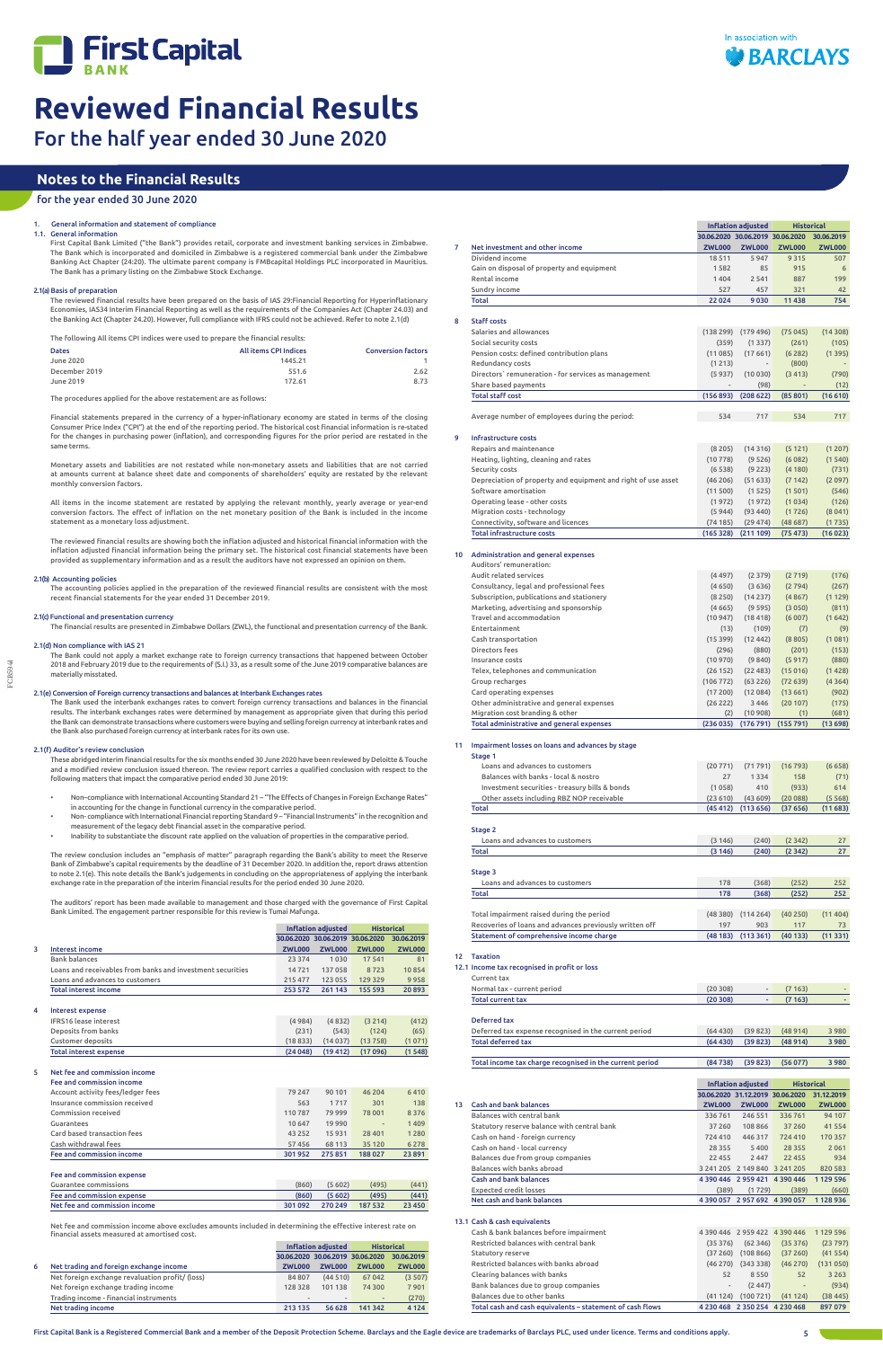# Reviewed Financial Results

## For the half year ended 30 June 2020

## Notes to the Financial Results

### for the year ended 30 June 2020

**1. General information and statement of compliance**

**1.1. General information**

First Capital Bank Limited ("the Bank") provides retail, corporate and investment banking services in Zimbabwe. The Bank which is incorporated and domiciled in Zimbabwe is a registered commercial bank under the Zimbabwe Banking Act Chapter (24:20). The ultimate parent company is FMBcapital Holdings PLC incorporated in Mauritius. The Bank has a primary listing on the Zimbabwe Stock Exchange.

**2.1(a) Basis of preparation**

The reviewed financial results have been prepared on the basis of IAS 29:Financial Reporting for Hyperinflationary Economies, IAS34 Interim Financial Reporting as well as the requirements of the Companies Act (Chapter 24.03) and the Banking Act (Chapter 24.20). However, full compliance with IFRS could not be achieved. Refer to note 2.1(d)

The following All items CPI indices were used to prepare the financial results:

| Dates | All items CPI Indices | Conversion factors |
|---|---|---|
| June 2020 | 1445.21 | 1 |
| December 2019 | 551.6 | 2.62 |
| June 2019 | 172.61 | 8.73 |

The procedures applied for the above restatement are as follows:

Financial statements prepared in the currency of a hyper-inflationary economy are stated in terms of the closing Consumer Price Index ("CPI") at the end of the reporting period. The historical cost financial information is re-stated for the changes in purchasing power (inflation), and corresponding figures for the prior period are restated in the same terms.

Monetary assets and liabilities are not restated while non-monetary assets and liabilities that are not carried at amounts current at balance sheet date and components of shareholders' equity are restated by the relevant monthly conversion factors.

All items in the income statement are restated by applying the relevant monthly, yearly average or year-end conversion factors. The effect of inflation on the net monetary position of the Bank is included in the income statement as a monetary loss adjustment.

The reviewed financial results are showing both the inflation adjusted and historical financial information with the inflation adjusted information being the primary set. The historical cost financial statements have been provided as supplementary information and as a result the auditors have not expressed an opinion on them.

**2.1(b) Accounting policies**

The accounting policies applied in the preparation of the reviewed financial results are consistent with the most recent financial statements for the year ended 31 December 2019.

**2.1(c) Functional and presentation currency**

The financial results are presented in Zimbabwe Dollars (ZWL), the functional and presentation currency of the Bank.

**2.1(d) Non compliance with IAS 21**

The Bank could not apply a market exchange rate to foreign currency transactions that happened between October 2018 and February 2019 due to the requirements of (S.I.) 33, as a result some of the June 2019 comparative balances are materially misstated.

**2.1(e) Conversion of Foreign currency transactions and balances at Interbank Exchanges rates**

The Bank used the interbank exchanges rates to convert foreign currency transactions and balances in the financial results. The interbank exchanges rates were determined by management as appropriate given that during this period the Bank can demonstrate transactions where customers were buying and selling foreign currency at interbank rates and the Bank also purchased foreign currency at interbank rates for its own use.

**2.1(f) Auditor's review conclusion**

These abridged interim financial results for the six months ended 30 June 2020 have been reviewed by Deloitte & Touche and a modified review conclusion issued thereon. The review report carries a qualified conclusion with respect to the following matters that impact the comparative period ended 30 June 2019:

- Non–compliance with International Accounting Standard 21 – "The Effects of Changes in Foreign Exchange Rates" in accounting for the change in functional currency in the comparative period.
- Non– compliance with International Financial reporting Standard 9 – "Financial Instruments" in the recognition and measurement of the legacy debt financial asset in the comparative period.
- Inability to substantiate the discount rate applied on the valuation of properties in the comparative period.

The review conclusion includes an "emphasis of matter" paragraph regarding the Bank's ability to meet the Reserve Bank of Zimbabwe's capital requirements by the deadline of 31 December 2020. In addition, the report draws attention to note 2.1(e). This note details the Bank's judgements in concluding on the appropriateness of applying the interbank exchange rate in the preparation of the interim financial results for the period ended 30 June 2020.

The auditors' report has been made available to management and those charged with the governance of First Capital Bank Limited. The engagement partner responsible for this review is Tumai Mafunga.

| | | Inflation adjusted | | Historical | |
|---|---|---|---|---|---|
| | | 30.06.2020 | 30.06.2019 | 30.06.2020 | 30.06.2019 |
| **3** | **Interest income** | **ZWL000** | **ZWL000** | **ZWL000** | **ZWL000** |
| | Bank balances | 23 374 | 1 030 | 17 541 | 81 |
| | Loans and receivables from banks and investment securities | 14 721 | 137 058 | 8 723 | 10 854 |
| | Loans and advances to customers | 215 477 | 123 055 | 129 329 | 9 958 |
| | **Total interest income** | **253 572** | **261 143** | **155 593** | **20 893** |
| | | | | | |
| **4** | **Interest expense** | | | | |
| | IFRS16 lease interest | (4 984) | (4 832) | (3 214) | (412) |
| | Deposits from banks | (231) | (543) | (124) | (65) |
| | Customer deposits | (18 833) | (14 037) | (13 758) | (1 071) |
| | **Total interest expense** | **(24 048)** | **(19 412)** | **(17 096)** | **(1 548)** |
| | | | | | |
| **5** | **Net fee and commission income** | | | | |
| | **Fee and commission income** | | | | |
| | Account activity fees/ledger fees | 79 247 | 90 101 | 46 204 | 6 410 |
| | Insurance commission received | 563 | 1 717 | 301 | 138 |
| | Commission received | 110 787 | 79 999 | 78 001 | 8 376 |
| | Guarantees | 10 647 | 19 990 | - | 1 409 |
| | Card based transaction fees | 43 252 | 15 931 | 28 401 | 1 280 |
| | Cash withdrawal fees | 57 456 | 68 113 | 35 120 | 6 278 |
| | **Fee and commission income** | **301 952** | **275 851** | **188 027** | **23 891** |
| | | | | | |
| | **Fee and commission expense** | | | | |
| | Guarantee commissions | (860) | (5 602) | (495) | (441) |
| | **Fee and commission expense** | **(860)** | **(5 602)** | **(495)** | **(441)** |
| | **Net fee and commission income** | **301 092** | **270 249** | **187 532** | **23 450** |

Net fee and commission income above excludes amounts included in determining the effective interest rate on financial assets measured at amortised cost.

| | | Inflation adjusted | | Historical | |
|---|---|---|---|---|---|
| | | 30.06.2020 | 30.06.2019 | 30.06.2020 | 30.06.2019 |
| **6** | **Net trading and foreign exchange income** | **ZWL000** | **ZWL000** | **ZWL000** | **ZWL000** |
| | Net foreign exchange revaluation profit/ (loss) | 84 807 | (44 510) | 67 042 | (3 507) |
| | Net foreign exchange trading income | 128 328 | 101 138 | 74 300 | 7 901 |
| | Trading income - financial instruments | - | - | - | (270) |
| | **Net trading income** | **213 135** | **56 628** | **141 342** | **4 124** |

| | | Inflation adjusted | | Historical | |
|---|---|---|---|---|---|
| | | 30.06.2020 | 30.06.2019 | 30.06.2020 | 30.06.2019 |
| **7** | **Net investment and other income** | **ZWL000** | **ZWL000** | **ZWL000** | **ZWL000** |
| | Dividend income | 18 511 | 5 947 | 9 315 | 507 |
| | Gain on disposal of property and equipment | 1 582 | 85 | 915 | 6 |
| | Rental income | 1 404 | 2 541 | 887 | 199 |
| | Sundry income | 527 | 457 | 321 | 42 |
| | **Total** | **22 024** | **9 030** | **11 438** | **754** |
| | | | | | |
| **8** | **Staff costs** | | | | |
| | Salaries and allowances | (138 299) | (179 496) | (75 045) | (14 308) |
| | Social security costs | (359) | (1 337) | (261) | (105) |
| | Pension costs: defined contribution plans | (11 085) | (17 661) | (6 282) | (1 395) |
| | Redundancy costs | (1 213) | - | (800) | - |
| | Directors' remuneration - for services as management | (5 937) | (10 030) | (3 413) | (790) |
| | Share based payments | - | (98) | - | (12) |
| | **Total staff cost** | **(156 893)** | **(208 622)** | **(85 801)** | **(16 610)** |
| | | | | | |
| | Average number of employees during the period: | 534 | 717 | 534 | 717 |
| | | | | | |
| **9** | **Infrastructure costs** | | | | |
| | Repairs and maintenance | (8 205) | (14 316) | (5 121) | (1 207) |
| | Heating, lighting, cleaning and rates | (10 778) | (9 526) | (6 082) | (1 540) |
| | Security costs | (6 538) | (9 223) | (4 180) | (731) |
| | Depreciation of property and equipment and right of use asset | (46 206) | (51 633) | (7 142) | (2 097) |
| | Software amortisation | (11 500) | (1 525) | (1 501) | (546) |
| | Operating lease - other costs | (1 972) | (1 972) | (1 034) | (126) |
| | Migration costs - technology | (5 944) | (93 440) | (1 726) | (8 041) |
| | Connectivity, software and licences | (74 185) | (29 474) | (48 687) | (1 735) |
| | **Total infrastructure costs** | **(165 328)** | **(211 109)** | **(75 473)** | **(16 023)** |
| | | | | | |
| **10** | **Administration and general expenses** | | | | |
| | Auditors' remuneration: | | | | |
| | Audit related services | (4 497) | (2 379) | (2 719) | (176) |
| | Consultancy, legal and professional fees | (4 650) | (3 636) | (2 794) | (267) |
| | Subscription, publications and stationery | (8 250) | (14 237) | (4 867) | (1 129) |
| | Marketing, advertising and sponsorship | (4 665) | (9 595) | (3 050) | (811) |
| | Travel and accommodation | (10 947) | (18 418) | (6 007) | (1 642) |
| | Entertainment | (13) | (109) | (7) | (9) |
| | Cash transportation | (15 399) | (12 442) | (8 805) | (1 081) |
| | Directors fees | (296) | (880) | (201) | (153) |
| | Insurance costs | (10 970) | (9 840) | (5 917) | (880) |
| | Telex, telephones and communication | (26 152) | (22 483) | (15 016) | (1 428) |
| | Group recharges | (106 772) | (63 226) | (72 639) | (4 364) |
| | Card operating expenses | (17 200) | (12 084) | (13 661) | (902) |
| | Other administrative and general expenses | (26 222) | 3 446 | (20 107) | (175) |
| | Migration cost branding & other | (2) | (10 908) | (1) | (681) |
| | **Total administrative and general expenses** | **(236 035)** | **(176 791)** | **(155 791)** | **(13 698)** |
| | | | | | |
| **11** | **Impairment losses on loans and advances by stage** | | | | |
| | **Stage 1** | | | | |
| | Loans and advances to customers | (20 771) | (71 791) | (16 793) | (6 658) |
| | Balances with banks - local & nostro | 27 | 1 334 | 158 | (71) |
| | Investment securities - treasury bills & bonds | (1 058) | 410 | (933) | 614 |
| | Other assets including RBZ NOP receivable | (23 610) | (43 609) | (20 088) | (5 568) |
| | **Total** | **(45 412)** | **(113 656)** | **(37 656)** | **(11 683)** |
| | | | | | |
| | **Stage 2** | | | | |
| | Loans and advances to customers | (3 146) | (240) | (2 342) | 27 |
| | **Total** | **(3 146)** | **(240)** | **(2 342)** | **27** |
| | | | | | |
| | **Stage 3** | | | | |
| | Loans and advances to customers | 178 | (368) | (252) | 252 |
| | **Total** | **178** | **(368)** | **(252)** | **252** |
| | | | | | |
| | Total impairment raised during the period | (48 380) | (114 264) | (40 250) | (11 404) |
| | Recoveries of loans and advances previously written off | 197 | 903 | 117 | 73 |
| | **Statement of comprehensive income charge** | **(48 183)** | **(113 361)** | **(40 133)** | **(11 331)** |
| | | | | | |
| **12** | **Taxation** | | | | |
| **12.1** | **Income tax recognised in profit or loss** | | | | |
| | Current tax | | | | |
| | Normal tax - current period | (20 308) | - | (7 163) | - |
| | **Total current tax** | **(20 308)** | **-** | **(7 163)** | **-** |
| | | | | | |
| | **Deferred tax** | | | | |
| | Deferred tax expense recognised in the current period | (64 430) | (39 823) | (48 914) | 3 980 |
| | **Total deferred tax** | **(64 430)** | **(39 823)** | **(48 914)** | **3 980** |
| | | | | | |
| | **Total income tax charge recognised in the current period** | **(84 738)** | **(39 823)** | **(56 077)** | **3 980** |

| | | Inflation adjusted | | Historical | |
|---|---|---|---|---|---|
| | | 30.06.2020 | 31.12.2019 | 30.06.2020 | 31.12.2019 |
| **13** | **Cash and bank balances** | **ZWL000** | **ZWL000** | **ZWL000** | **ZWL000** |
| | Balances with central bank | 336 761 | 246 551 | 336 761 | 94 107 |
| | Statutory reserve balance with central bank | 37 260 | 108 866 | 37 260 | 41 554 |
| | Cash on hand - foreign currency | 724 410 | 446 317 | 724 410 | 170 357 |
| | Cash on hand - local currency | 28 355 | 5 400 | 28 355 | 2 061 |
| | Balances due from group companies | 22 455 | 2 447 | 22 455 | 934 |
| | Balances with banks abroad | 3 241 205 | 2 149 840 | 3 241 205 | 820 583 |
| | **Cash and bank balances** | **4 390 446** | **2 959 421** | **4 390 446** | **1 129 596** |
| | Expected credit losses | (389) | (1 729) | (389) | (660) |
| | **Net cash and bank balances** | **4 390 057** | **2 957 692** | **4 390 057** | **1 128 936** |
| | | | | | |
| **13.1** | **Cash & cash equivalents** | | | | |
| | Cash & bank balances before impairment | 4 390 446 | 2 959 422 | 4 390 446 | 1 129 596 |
| | Restricted balances with central bank | (35 376) | (62 346) | (35 376) | (23 797) |
| | Statutory reserve | (37 260) | (108 866) | (37 260) | (41 554) |
| | Restricted balances with banks abroad | (46 270) | (343 338) | (46 270) | (131 050) |
| | Clearing balances with banks | 52 | 8 550 | 52 | 3 263 |
| | Bank balances due to group companies | - | (2 447) | - | (934) |
| | Balances due to other banks | (41 124) | (100 721) | (41 124) | (38 445) |
| | **Total cash and cash equivalents – statement of cash flows** | **4 230 468** | **2 350 254** | **4 230 468** | **897 079** |

First Capital Bank is a Registered Commercial Bank and a member of the Deposit Protection Scheme. Barclays and the Eagle device are trademarks of Barclays PLC, used under licence. Terms and conditions apply.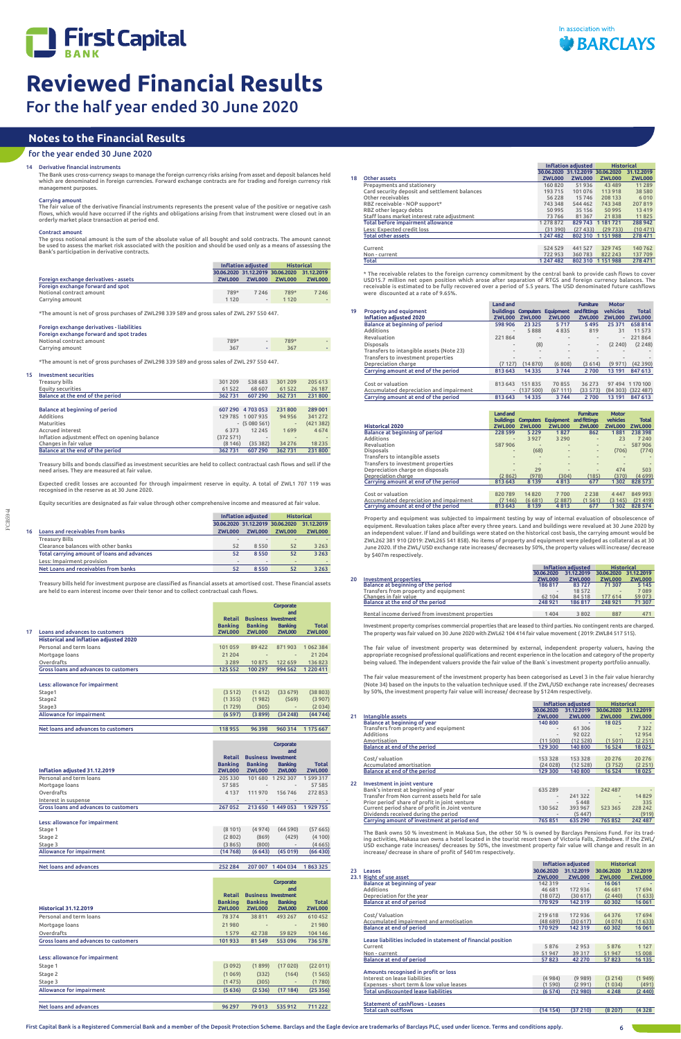# Reviewed Financial Results

For the half year ended 30 June 2020

## Notes to the Financial Results

for the year ended 30 June 2020

### 14 Derivative financial instruments

The Bank uses cross-currency swaps to manage the foreign currency risks arising from asset and deposit balances held which are denominated in foreign currencies. Forward exchange contracts are for trading and foreign currency risk management purposes.

**Carrying amount**

The fair value of the derivative financial instruments represents the present value of the positive or negative cash flows, which would have occurred if the rights and obligations arising from that instrument were closed out in an orderly market place transaction at period end.

**Contract amount**

The gross notional amount is the sum of the absolute value of all bought and sold contracts. The amount cannot be used to assess the market risk associated with the position and should be used only as a means of assessing the Bank's participation in derivative contracts.

| | Inflation adjusted | | Historical | |
|---|---|---|---|---|
| | 30.06.2020 | 31.12.2019 | 30.06.2020 | 31.12.2019 |
| Foreign exchange derivatives - assets | ZWL000 | ZWL000 | ZWL000 | ZWL000 |
| Foreign exchange forward and spot | | | | |
| Notional contract amount | 789* | 7 246 | 789* | 7 246 |
| Carrying amount | 1 120 | - | 1 120 | - |

*The amount is net of gross purchases of ZWL298 339 589 and gross sales of ZWL 297 550 447.

| Foreign exchange derivatives - liabilities | | | | |
|---|---|---|---|---|
| Foreign exchange forward and spot trades | | | | |
| Notional contract amount | 789* | - | 789* | - |
| Carrying amount | 367 | - | 367 | - |

*The amount is net of gross purchases of ZWL298 339 589 and gross sales of ZWL 297 550 447.

### 15 Investment securities

| | | | | |
|---|---|---|---|---|
| Treasury bills | 301 209 | 538 683 | 301 209 | 205 613 |
| Equity securities | 61 522 | 68 607 | 61 522 | 26 187 |
| Balance at the end of the period | 362 731 | 607 290 | 362 731 | 231 800 |
| | | | | |
| Balance at beginning of period | 607 290 | 4 703 053 | 231 800 | 289 001 |
| Additions | 129 785 | 1 007 935 | 94 956 | 341 272 |
| Maturities | - | (5 080 561) | - | (421 382) |
| Accrued interest | 6 373 | 12 245 | 1 699 | 4 674 |
| Inflation adjustment effect on opening balance | (372 571) | - | - | - |
| Changes in fair value | (8 146) | (35 382) | 34 276 | 18 235 |
| Balance at the end of the period | 362 731 | 607 290 | 362 731 | 231 800 |

Treasury bills and bonds classified as investment securities are held to collect contractual cash flows and sell if the need arises. They are measured at fair value.

Expected credit losses are accounted for through impairment reserve in equity. A total of ZWL1 707 119 was recognised in the reserve as at 30 June 2020.

Equity securities are designated as fair value through other comprehensive income and measured at fair value.

### 16 Loans and receivables from banks

| | Inflation adjusted | | Historical | |
|---|---|---|---|---|
| | 30.06.2020 | 31.12.2019 | 30.06.2020 | 31.12.2019 |
| Loans and receivables from banks | ZWL000 | ZWL000 | ZWL000 | ZWL000 |
| Treasury Bills | - | - | - | - |
| Clearance balances with other banks | 52 | 8 550 | 52 | 3 263 |
| Total carrying amount of loans and advances | 52 | 8 550 | 52 | 3 263 |
| Less: Impairment provision | - | - | - | - |
| Net Loans and receivables from banks | 52 | 8 550 | 52 | 3 263 |

Treasury bills held for investment purpose are classified as financial assets at amortised cost. These financial assets are held to earn interest income over their tenor and to collect contractual cash flows.

### 17 Loans and advances to customers

| Historical and inflation adjusted 2020 | Retail Banking ZWL000 | Business Banking ZWL000 | Corporate and Investment Banking ZWL000 | Total ZWL000 |
|---|---|---|---|---|
| Personal and term loans | 101 059 | 89 422 | 871 903 | 1 062 384 |
| Mortgage loans | 21 204 | - | - | 21 204 |
| Overdrafts | 3 289 | 10 875 | 122 659 | 136 823 |
| Gross loans and advances to customers | 125 552 | 100 297 | 994 562 | 1 220 411 |
| | | | | |
| Less: allowance for impairment | | | | |
| Stage1 | (3 512) | (1 612) | (33 679) | (38 803) |
| Stage2 | (1 355) | (1 982) | (569) | (3 907) |
| Stage3 | (1 729) | (305) | - | (2 034) |
| Allowance for impairment | (6 597) | (3 899) | (34 248) | (44 744) |
| | | | | |
| Net loans and advances to customers | 118 955 | 96 398 | 960 314 | 1 175 667 |

| Inflation adjusted 31.12.2019 | Retail Banking ZWL000 | Business Banking ZWL000 | Corporate and Investment Banking ZWL000 | Total ZWL000 |
|---|---|---|---|---|
| Personal and term loans | 205 330 | 101 680 | 1 292 307 | 1 599 317 |
| Mortgage loans | 57 585 | - | - | 57 585 |
| Overdrafts | 4 137 | 111 970 | 156 746 | 272 853 |
| Interest in suspense | - | - | - | - |
| Gross loans and advances to customers | 267 052 | 213 650 | 1 449 053 | 1 929 755 |
| | | | | |
| Less: allowance for impairment | | | | |
| Stage 1 | (8 101) | (4 974) | (44 590) | (57 665) |
| Stage 2 | (2 802) | (869) | (429) | (4 100) |
| Stage 3 | (3 865) | (800) | - | (4 665) |
| Allowance for impairment | (14 768) | (6 643) | (45 019) | (66 430) |
| | | | | |
| Net loans and advances | 252 284 | 207 007 | 1 404 034 | 1 863 325 |

| Historical 31.12.2019 | Retail Banking ZWL000 | Business Banking ZWL000 | Corporate and Investment Banking ZWL000 | Total ZWL000 |
|---|---|---|---|---|
| Personal and term loans | 78 374 | 38 811 | 493 267 | 610 452 |
| Mortgage loans | 21 980 | - | - | 21 980 |
| Overdrafts | 1 579 | 42 738 | 59 829 | 104 146 |
| Gross loans and advances to customers | 101 933 | 81 549 | 553 096 | 736 578 |
| | | | | |
| Less: allowance for impairment | | | | |
| Stage 1 | (3 092) | (1 899) | (17 020) | (22 011) |
| Stage 2 | (1 069) | (332) | (164) | (1 565) |
| Stage 3 | (1 475) | (305) | - | (1 780) |
| Allowance for impairment | (5 636) | (2 536) | (17 184) | (25 356) |
| | | | | |
| Net loans and advances | 96 297 | 79 013 | 535 912 | 711 222 |

### 18 Other assets

| | Inflation adjusted | | Historical | |
|---|---|---|---|---|
| | 30.06.2020 | 31.12.2019 | 30.06.2020 | 31.12.2019 |
| Other assets | ZWL000 | ZWL000 | ZWL000 | ZWL000 |
| Prepayments and stationery | 160 820 | 51 936 | 43 489 | 11 289 |
| Card security deposit and settlement balances | 193 715 | 101 076 | 113 918 | 38 580 |
| Other receivables | 56 228 | 15 746 | 208 133 | 6 010 |
| RBZ receivable - NOP support* | 743 348 | 544 462 | 743 348 | 207 819 |
| RBZ other legacy debts | 50 995 | 35 156 | 50 995 | 13 419 |
| Staff loans market interest rate adjustment | 73 766 | 81 367 | 21 838 | 11 825 |
| Total before impairment allowance | 1 278 872 | 829 743 | 1 181 721 | 288 942 |
| Less: Expected credit loss | (31 390) | (27 433) | (29 733) | (10 471) |
| Total other assets | 1 247 482 | 802 310 | 1 151 988 | 278 471 |
| | | | | |
| Current | 524 529 | 441 527 | 329 745 | 140 762 |
| Non - current | 722 953 | 360 783 | 822 243 | 137 709 |
| Total | 1 247 482 | 802 310 | 1 151 988 | 278 471 |

* The receivable relates to the foreign currency commitment by the central bank to provide cash flows to cover USD15.7 million net open position which arose after separation of RTGS and foreign currency balances. The receivable is estimated to be fully recovered over a period of 5.5 years. The USD denominated future cashflows were discounted at a rate of 9.65%.

### 19 Property and equipment

| Inflation adjusted 2020 | Land and buildings ZWL000 | Computers ZWL000 | Equipment ZWL000 | Furniture and fittings ZWL000 | Motor vehicles ZWL000 | Total ZWL000 |
|---|---|---|---|---|---|---|
| Balance at beginning of period | 598 906 | 23 325 | 5 717 | 5 495 | 25 371 | 658 814 |
| Additions | - | 5 888 | 4 835 | 819 | 31 | 11 573 |
| Revaluation | 221 864 | - | - | - | - | 221 864 |
| Disposals | - | (8) | - | - | (2 240) | (2 248) |
| Transfers to intangible assets (Note 23) | - | - | - | - | - | - |
| Transfers to investment properties | - | - | - | - | - | - |
| Depreciation charge | (7 127) | (14 870) | (6 808) | (3 614) | (9 971) | (42 390) |
| Carrying amount at end of the period | 813 643 | 14 335 | 3 744 | 2 700 | 13 191 | 847 613 |
| | | | | | | |
| Cost or valuation | 813 643 | 151 835 | 70 855 | 36 273 | 97 494 | 1 170 100 |
| Accumulated depreciation and impairment | - | (137 500) | (67 111) | (33 573) | (84 303) | (322 487) |
| Carrying amount at end of the period | 813 643 | 14 335 | 3 744 | 2 700 | 13 191 | 847 613 |

| Historical 2020 | Land and buildings ZWL000 | Computers ZWL000 | Equipment ZWL000 | Furniture and fittings ZWL000 | Motor vehicles ZWL000 | Total ZWL000 |
|---|---|---|---|---|---|---|
| Balance at beginning of period | 228 599 | 5 229 | 1 827 | 862 | 1 881 | 238 398 |
| Additions | - | 3 927 | 3 290 | - | 23 | 7 240 |
| Revaluation | 587 906 | - | - | - | - | 587 906 |
| Disposals | - | (68) | - | - | (706) | (774) |
| Transfers to intangible assets | - | - | - | - | - | - |
| Transfers to investment properties | - | - | - | - | - | - |
| Depreciation charge on disposals | - | 29 | - | - | 474 | 503 |
| Depreciation charge | (2 862) | (978) | (304) | (185) | (370) | (4 699) |
| Carrying amount at end of the period | 813 643 | 8 139 | 4 813 | 677 | 1 302 | 828 573 |
| | | | | | | |
| Cost or valuation | 820 789 | 14 820 | 7 700 | 2 238 | 4 447 | 849 993 |
| Accumulated depreciation and impairment | (7 146) | (6 681) | (2 887) | (1 561) | (3 145) | (21 419) |
| Carrying amount at end of the period | 813 643 | 8 139 | 4 813 | 677 | 1 302 | 828 574 |

Property and equipment was subjected to impairment testing by way of internal evaluation of obsolescence of equipment. Revaluation takes place after every three years. Land and buildings were revalued at 30 June 2020 by an independent valuer. If land and buildings were stated on the historical cost basis, the carrying amount would be ZWL262 381 910 (2019: ZWL265 541 858). No items of property and equipment were pledged as collateral as at 30 June 2020. If the ZWL/ USD exchange rate increases/ decreases by 50%, the property value will increase/ decrease by $407m respectively.

### 20 Investment properties

| | Inflation adjusted | | Historical | |
|---|---|---|---|---|
| | 30.06.2020 | 31.12.2019 | 30.06.2020 | 31.12.2019 |
| Investment properties | ZWL000 | ZWL000 | ZWL000 | ZWL000 |
| Balance at beginning of the period | 186 817 | 83 727 | 71 307 | 5 145 |
| Transfers from property and equipment | - | 18 572 | - | 7 089 |
| Changes in fair value | 62 104 | 84 518 | 177 614 | 59 073 |
| Balance at the end of the period | 248 921 | 186 817 | 248 921 | 71 307 |
| | | | | |
| Rental income derived from investment properties | 1 404 | 3 802 | 887 | 471 |

Investment property comprises commercial properties that are leased to third parties. No contingent rents are charged. The property was fair valued on 30 June 2020 with ZWL62 104 414 fair value movement ( 2019: ZWL84 517 515).

The fair value of investment property was determined by external, independent property valuers, having the appropriate recognised professional qualifications and recent experience in the location and category of the property being valued. The independent valuers provide the fair value of the Bank's investment property portfolio annually.

The fair value measurement of the investment property has been categorised as Level 3 in the fair value hierarchy (Note 34) based on the inputs to the valuation technique used. If the ZWL/USD exchange rate increases/ decreases by 50%, the investment property fair value will increase/ decrease by $124m respectively.

### 21 Intangible assets

| | Inflation adjusted | | Historical | |
|---|---|---|---|---|
| | 30.06.2020 | 31.12.2019 | 30.06.2020 | 31.12.2019 |
| Intangible assets | ZWL000 | ZWL000 | ZWL000 | ZWL000 |
| Balance at beginning of year | 140 800 | - | 18 025 | - |
| Transfers from property and equipment | - | 61 306 | - | 7 322 |
| Additions | - | 92 022 | - | 12 954 |
| Amortisation | (11 500) | (12 528) | (1 501) | (2 251) |
| Balance at end of the period | 129 300 | 140 800 | 16 524 | 18 025 |
| | | | | |
| Cost/ valuation | 153 328 | 153 328 | 20 276 | 20 276 |
| Accumulated amortisation | (24 028) | (12 528) | (3 752) | (2 251) |
| Balance at end of the period | 129 300 | 140 800 | 16 524 | 18 025 |

### 22 Investment in joint venture

| | | | | |
|---|---|---|---|---|
| Bank's interest at beginning of year | 635 289 | - | 242 487 | - |
| Transfer from Non current assets held for sale | - | 241 322 | - | 14 829 |
| Prior period' share of profit in joint venture | - | 5 448 | - | 335 |
| Current period share of profit in Joint venture | 130 562 | 393 967 | 523 365 | 228 242 |
| Dividends received during the period | - | (5 447) | - | (919) |
| Carrying amount of investment at period end | 765 851 | 635 290 | 765 852 | 242 487 |

The Bank owns 50 % investment in Makasa Sun, the other 50 % is owned by Barclays Pensions Fund. For its trading activities, Makasa sun owns a hotel located in the tourist resort town of Victoria Falls, Zimbabwe. If the ZWL/ USD exchange rate increases/ decreases by 50%, the investment property fair value will change and result in an increase/ decrease in share of profit of $401m respectively.

### 23 Leases

| | Inflation adjusted | | Historical | |
|---|---|---|---|---|
| | 30.06.2020 | 31.12.2019 | 30.06.2020 | 31.12.2019 |
| 23.1 Right of use asset | ZWL000 | ZWL000 | ZWL000 | ZWL000 |
| Balance at beginning of year | 142 319 | - | 16 061 | - |
| Additions | 46 681 | 172 936 | 46 681 | 17 694 |
| Depreciation for the year | (18 072) | (30 617) | (2 440) | (1 633) |
| Balance at end of period | 170 929 | 142 319 | 60 302 | 16 061 |
| | | | | |
| Cost/ Valuation | 219 618 | 172 936 | 64 376 | 17 694 |
| Accumulated impairment and amortisation | (48 689) | (30 617) | (4 074) | (1 633) |
| Balance at end of period | 170 929 | 142 319 | 60 302 | 16 061 |
| | | | | |
| Lease liabilities included in statement of financial position | | | | |
| Current | 5 876 | 2 953 | 5 876 | 1 127 |
| Non - current | 51 947 | 39 317 | 51 947 | 15 008 |
| Balance at end of period | 57 823 | 42 270 | 57 823 | 16 135 |
| | | | | |
| Amounts recognised in profit or loss | | | | |
| Interest on lease liabilities | (4 984) | (9 989) | (3 214) | (1 949) |
| Expenses - short term & low value leases | (1 590) | (2 991) | (1 034) | (491) |
| Total undiscounted lease liabilities | (6 574) | (12 980) | 4 248 | (2 440) |
| | | | | |
| Statement of cashflows - Leases | | | | |
| Total cash outflows | (14 154) | (37 210) | (8 207) | (4 328) |

First Capital Bank is a Registered Commercial Bank and a member of the Deposit Protection Scheme. Barclays and the Eagle device are trademarks of Barclays PLC, used under licence. Terms and conditions apply.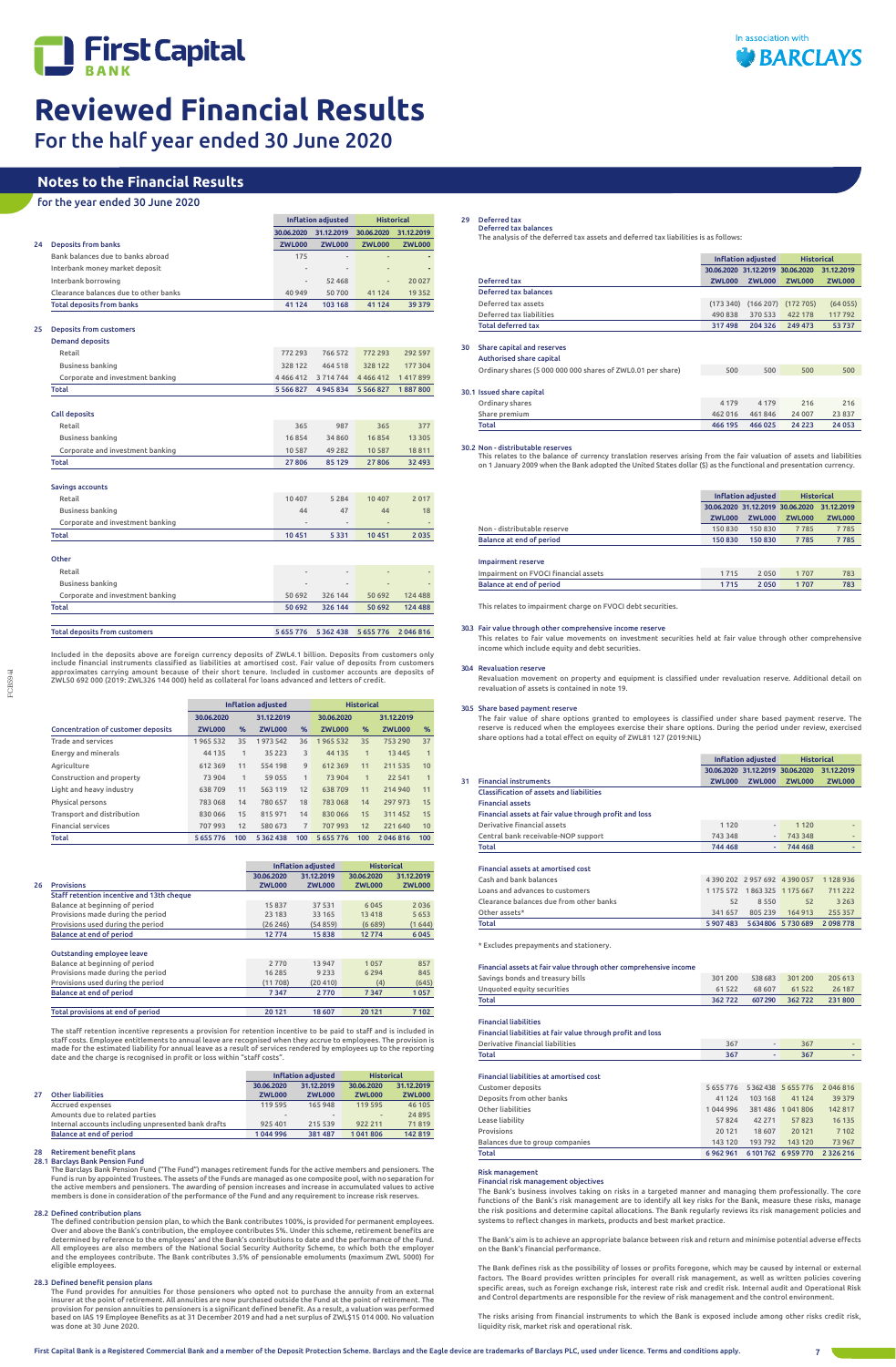# Reviewed Financial Results

For the half year ended 30 June 2020

## Notes to the Financial Results

for the year ended 30 June 2020

| | | Inflation adjusted | | Historical | |
|---|---|---|---|---|---|
| | | 30.06.2020 | 31.12.2019 | 30.06.2020 | 31.12.2019 |
| **24** | **Deposits from banks** | **ZWL000** | **ZWL000** | **ZWL000** | **ZWL000** |
| | Bank balances due to banks abroad | 175 | - | - | - |
| | Interbank money market deposit | - | - | - | - |
| | Interbank borrowing | - | 52 468 | - | 20 027 |
| | Clearance balances due to other banks | 40 949 | 50 700 | 41 124 | 19 352 |
| | **Total deposits from banks** | **41 124** | **103 168** | **41 124** | **39 379** |

| | | Inflation adjusted | | Historical | |
|---|---|---|---|---|---|
| **25** | **Deposits from customers** | | | | |
| | **Demand deposits** | | | | |
| | Retail | 772 293 | 766 572 | 772 293 | 292 597 |
| | Business banking | 328 122 | 464 518 | 328 122 | 177 304 |
| | Corporate and investment banking | 4 466 412 | 3 714 744 | 4 466 412 | 1 417 899 |
| | **Total** | **5 566 827** | **4 945 834** | **5 566 827** | **1 887 800** |
| | **Call deposits** | | | | |
| | Retail | 365 | 987 | 365 | 377 |
| | Business banking | 16 854 | 34 860 | 16 854 | 13 305 |
| | Corporate and investment banking | 10 587 | 49 282 | 10 587 | 18 811 |
| | **Total** | **27 806** | **85 129** | **27 806** | **32 493** |
| | **Savings accounts** | | | | |
| | Retail | 10 407 | 5 284 | 10 407 | 2 017 |
| | Business banking | 44 | 47 | 44 | 18 |
| | Corporate and investment banking | - | - | - | - |
| | **Total** | **10 451** | **5 331** | **10 451** | **2 035** |
| | **Other** | | | | |
| | Retail | - | - | - | - |
| | Business banking | - | - | - | - |
| | Corporate and investment banking | 50 692 | 326 144 | 50 692 | 124 488 |
| | **Total** | **50 692** | **326 144** | **50 692** | **124 488** |
| | **Total deposits from customers** | **5 655 776** | **5 362 438** | **5 655 776** | **2 046 816** |

Included in the deposits above are foreign currency deposits of ZWL4.1 billion. Deposits from customers only include financial instruments classified as liabilities at amortised cost. Fair value of deposits from customers approximates carrying amount because of their short tenure. Included in customer accounts are deposits of ZWL50 692 000 (2019: ZWL326 144 000) held as collateral for loans advanced and letters of credit.

| | Inflation adjusted | | | | Historical | | | |
|---|---|---|---|---|---|---|---|---|
| | 30.06.2020 | | 31.12.2019 | | 30.06.2020 | | 31.12.2019 | |
| **Concentration of customer deposits** | **ZWL000** | **%** | **ZWL000** | **%** | **ZWL000** | **%** | **ZWL000** | **%** |
| Trade and services | 1 965 532 | 35 | 1 973 542 | 36 | 1 965 532 | 35 | 753 290 | 37 |
| Energy and minerals | 44 135 | 1 | 35 223 | 3 | 44 135 | 1 | 13 445 | 1 |
| Agriculture | 612 369 | 11 | 554 198 | 9 | 612 369 | 11 | 211 535 | 10 |
| Construction and property | 73 904 | 1 | 59 055 | 1 | 73 904 | 1 | 22 541 | 1 |
| Light and heavy industry | 638 709 | 11 | 563 119 | 12 | 638 709 | 11 | 214 940 | 11 |
| Physical persons | 783 068 | 14 | 780 657 | 18 | 783 068 | 14 | 297 973 | 15 |
| Transport and distribution | 830 066 | 15 | 815 971 | 14 | 830 066 | 15 | 311 452 | 15 |
| Financial services | 707 993 | 12 | 580 673 | 7 | 707 993 | 12 | 221 640 | 10 |
| **Total** | **5 655 776** | **100** | **5 362 438** | **100** | **5 655 776** | **100** | **2 046 816** | **100** |

| | | Inflation adjusted | | Historical | |
|---|---|---|---|---|---|
| | | 30.06.2020 | 31.12.2019 | 30.06.2020 | 31.12.2019 |
| **26** | **Provisions** | **ZWL000** | **ZWL000** | **ZWL000** | **ZWL000** |
| | **Staff retention incentive and 13th cheque** | | | | |
| | Balance at beginning of period | 15 837 | 37 531 | 6 045 | 2 036 |
| | Provisions made during the period | 23 183 | 33 165 | 13 418 | 5 653 |
| | Provisions used during the period | (26 246) | (54 859) | (6 689) | (1 644) |
| | **Balance at end of period** | **12 774** | **15 838** | **12 774** | **6 045** |
| | **Outstanding employee leave** | | | | |
| | Balance at beginning of period | 2 770 | 13 947 | 1 057 | 857 |
| | Provisions made during the period | 16 285 | 9 233 | 6 294 | 845 |
| | Provisions used during the period | (11 708) | (20 410) | (4) | (645) |
| | **Balance at end of period** | **7 347** | **2 770** | **7 347** | **1 057** |
| | **Total provisions at end of period** | **20 121** | **18 607** | **20 121** | **7 102** |

The staff retention incentive represents a provision for retention incentive to be paid to staff and is included in staff costs. Employee entitlements to annual leave are recognised when they accrue to employees. The provision is made for the estimated liability for annual leave as a result of services rendered by employees up to the reporting date and the charge is recognised in profit or loss within "staff costs".

| | | Inflation adjusted | | Historical | |
|---|---|---|---|---|---|
| | | 30.06.2020 | 31.12.2019 | 30.06.2020 | 31.12.2019 |
| **27** | **Other liabilities** | **ZWL000** | **ZWL000** | **ZWL000** | **ZWL000** |
| | Accrued expenses | 119 595 | 165 948 | 119 595 | 46 105 |
| | Amounts due to related parties | - | - | - | 24 895 |
| | Internal accounts including unpresented bank drafts | 925 401 | 215 539 | 922 211 | 71 819 |
| | **Balance at end of period** | **1 044 996** | **381 487** | **1 041 806** | **142 819** |

### 28 Retirement benefit plans

#### 28.1 Barclays Bank Pension Fund

The Barclays Bank Pension Fund ("The Fund") manages retirement funds for the active members and pensioners. The Fund is run by appointed Trustees. The assets of the Funds are managed as one composite pool, with no separation for the active members and pensioners. The awarding of pension increases and increase in accumulated values to active members is done in consideration of the performance of the Fund and any requirement to increase risk reserves.

#### 28.2 Defined contribution plans

The defined contribution pension plan, to which the Bank contributes 100%, is provided for permanent employees. Over and above the Bank's contribution, the employee contributes 5%. Under this scheme, retirement benefits are determined by reference to the employees' and the Bank's contributions to date and the performance of the Fund. All employees are also members of the National Social Security Authority Scheme, to which both the employer and the employees contribute. The Bank contributes 3.5% of pensionable emoluments (maximum ZWL 5000) for eligible employees.

#### 28.3 Defined benefit pension plans

The Fund provides for annuities for those pensioners who opted not to purchase the annuity from an external insurer at the point of retirement. All annuities are now purchased outside the Fund at the point of retirement. The provision for pension annuities to pensioners is a significant defined benefit. As a result, a valuation was performed based on IAS 19 Employee Benefits as at 31 December 2019 and had a net surplus of ZWL$15 014 000. No valuation was done at 30 June 2020.

### 29 Deferred tax

**Deferred tax balances**

The analysis of the deferred tax assets and deferred tax liabilities is as follows:

| | Inflation adjusted | | Historical | |
|---|---|---|---|---|
| | 30.06.2020 | 31.12.2019 | 30.06.2020 | 31.12.2019 |
| **Deferred tax** | **ZWL000** | **ZWL000** | **ZWL000** | **ZWL000** |
| **Deferred tax balances** | | | | |
| Deferred tax assets | (173 340) | (166 207) | (172 705) | (64 055) |
| Deferred tax liabilities | 490 838 | 370 533 | 422 178 | 117 792 |
| **Total deferred tax** | **317 498** | **204 326** | **249 473** | **53 737** |

### 30 Share capital and reserves

**Authorised share capital**

| | Inflation adjusted | | Historical | |
|---|---|---|---|---|
| | 30.06.2020 | 31.12.2019 | 30.06.2020 | 31.12.2019 |
| Ordinary shares (5 000 000 000 shares of ZWL0.01 per share) | 500 | 500 | 500 | 500 |
| **30.1 Issued share capital** | | | | |
| Ordinary shares | 4 179 | 4 179 | 216 | 216 |
| Share premium | 462 016 | 461 846 | 24 007 | 23 837 |
| **Total** | **466 195** | **466 025** | **24 223** | **24 053** |

#### 30.2 Non - distributable reserves

This relates to the balance of currency translation reserves arising from the fair valuation of assets and liabilities on 1 January 2009 when the Bank adopted the United States dollar ($) as the functional and presentation currency.

| | Inflation adjusted | | Historical | |
|---|---|---|---|---|
| | 30.06.2020 | 31.12.2019 | 30.06.2020 | 31.12.2019 |
| | **ZWL000** | **ZWL000** | **ZWL000** | **ZWL000** |
| Non - distributable reserve | 150 830 | 150 830 | 7 785 | 7 785 |
| **Balance at end of period** | **150 830** | **150 830** | **7 785** | **7 785** |
| **Impairment reserve** | | | | |
| Impairment on FVOCI financial assets | 1 715 | 2 050 | 1 707 | 783 |
| **Balance at end of period** | **1 715** | **2 050** | **1 707** | **783** |

This relates to impairment charge on FVOCI debt securities.

#### 30.3 Fair value through other comprehensive income reserve

This relates to fair value movements on investment securities held at fair value through other comprehensive income which include equity and debt securities.

#### 30.4 Revaluation reserve

Revaluation movement on property and equipment is classified under revaluation reserve. Additional detail on revaluation of assets is contained in note 19.

#### 30.5 Share based payment reserve

The fair value of share options granted to employees is classified under share based payment reserve. The reserve is reduced when the employees exercise their share options. During the period under review, exercised share options had a total effect on equity of ZWL81 127 (2019:NIL)

| | | Inflation adjusted | | Historical | |
|---|---|---|---|---|---|
| | | 30.06.2020 | 31.12.2019 | 30.06.2020 | 31.12.2019 |
| **31** | **Financial instruments** | **ZWL000** | **ZWL000** | **ZWL000** | **ZWL000** |
| | **Classification of assets and liabilities** | | | | |
| | **Financial assets** | | | | |
| | **Financial assets at fair value through profit and loss** | | | | |
| | Derivative financial assets | 1 120 | - | 1 120 | - |
| | Central bank receivable-NOP support | 743 348 | - | 743 348 | - |
| | **Total** | **744 468** | **-** | **744 468** | **-** |
| | **Financial assets at amortised cost** | | | | |
| | Cash and bank balances | 4 390 202 | 2 957 692 | 4 390 057 | 1 128 936 |
| | Loans and advances to customers | 1 175 572 | 1 863 325 | 1 175 667 | 711 222 |
| | Clearance balances due from other banks | 52 | 8 550 | 52 | 3 263 |
| | Other assets* | 341 657 | 805 239 | 164 913 | 255 357 |
| | **Total** | **5 907 483** | **5 634 806** | **5 730 689** | **2 098 778** |
| | * Excludes prepayments and stationery. | | | | |
| | **Financial assets at fair value through other comprehensive income** | | | | |
| | Savings bonds and treasury bills | 301 200 | 538 683 | 301 200 | 205 613 |
| | Unquoted equity securities | 61 522 | 68 607 | 61 522 | 26 187 |
| | **Total** | **362 722** | **607 290** | **362 722** | **231 800** |
| | **Financial liabilities** | | | | |
| | **Financial liabilities at fair value through profit and loss** | | | | |
| | Derivative financial liabilities | 367 | - | 367 | - |
| | **Total** | **367** | **-** | **367** | **-** |
| | **Financial liabilities at amortised cost** | | | | |
| | Customer deposits | 5 655 776 | 5 362 438 | 5 655 776 | 2 046 816 |
| | Deposits from other banks | 41 124 | 103 168 | 41 124 | 39 379 |
| | Other liabilities | 1 044 996 | 381 486 | 1 041 806 | 142 817 |
| | Lease liability | 57 824 | 42 271 | 57 823 | 16 135 |
| | Provisions | 20 121 | 18 607 | 20 121 | 7 102 |
| | Balances due to group companies | 143 120 | 193 792 | 143 120 | 73 967 |
| | **Total** | **6 962 961** | **6 101 762** | **6 959 770** | **2 326 216** |

**Risk management**

**Financial risk management objectives**

The Bank's business involves taking on risks in a targeted manner and managing them professionally. The core functions of the Bank's risk management are to identify all key risks for the Bank, measure these risks, manage the risk positions and determine capital allocations. The Bank regularly reviews its risk management policies and systems to reflect changes in markets, products and best market practice.

The Bank's aim is to achieve an appropriate balance between risk and return and minimise potential adverse effects on the Bank's financial performance.

The Bank defines risk as the possibility of losses or profits foregone, which may be caused by internal or external factors. The Board provides written principles for overall risk management, as well as written policies covering specific areas, such as foreign exchange risk, interest rate risk and credit risk. Internal audit and Operational Risk and Control Departments are responsible for the review of risk management and the control environment.

The risks arising from financial instruments to which the Bank is exposed include among others risks credit risk, liquidity risk, market risk and operational risk.

First Capital Bank is a Registered Commercial Bank and a member of the Deposit Protection Scheme. Barclays and the Eagle device are trademarks of Barclays PLC, used under licence. Terms and conditions apply.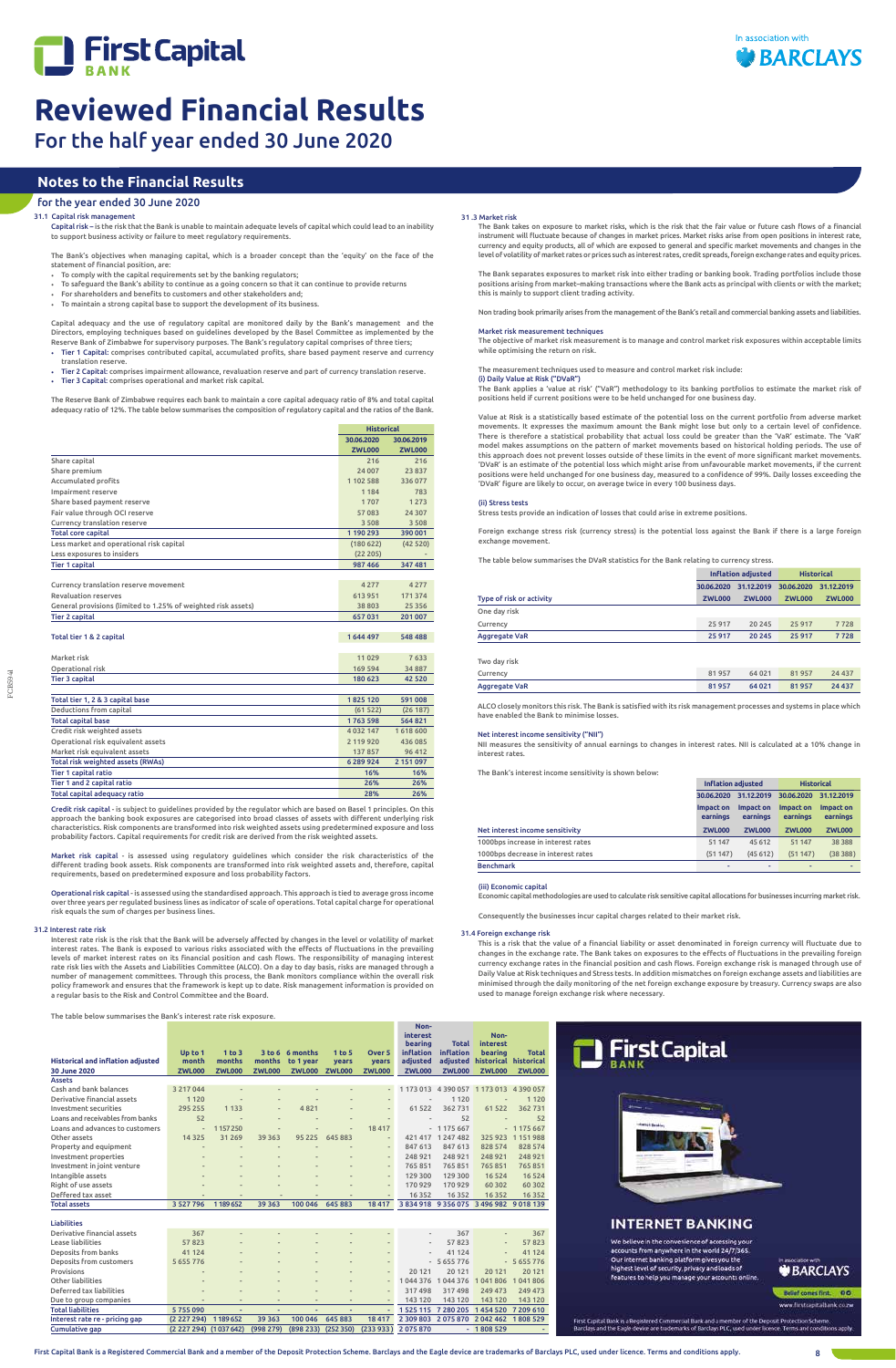# Reviewed Financial Results
## For the half year ended 30 June 2020

## Notes to the Financial Results

### for the year ended 30 June 2020

#### 31.1 Capital risk management

**Capital risk** – is the risk that the Bank is unable to maintain adequate levels of capital which could lead to an inability to support business activity or failure to meet regulatory requirements.

The Bank's objectives when managing capital, which is a broader concept than the 'equity' on the face of the statement of financial position, are:

- To comply with the capital requirements set by the banking regulators;
- To safeguard the Bank's ability to continue as a going concern so that it can continue to provide returns
- For shareholders and benefits to customers and other stakeholders and;
- To maintain a strong capital base to support the development of its business.

Capital adequacy and the use of regulatory capital are monitored daily by the Bank's management and the Directors, employing techniques based on guidelines developed by the Basel Committee as implemented by the Reserve Bank of Zimbabwe for supervisory purposes. The Bank's regulatory capital comprises of three tiers;

- **Tier 1 Capital**: comprises contributed capital, accumulated profits, share based payment reserve and currency translation reserve.
- **Tier 2 Capital**: comprises impairment allowance, revaluation reserve and part of currency translation reserve.
- **Tier 3 Capital**: comprises operational and market risk capital.

The Reserve Bank of Zimbabwe requires each bank to maintain a core capital adequacy ratio of 8% and total capital adequacy ratio of 12%. The table below summarises the composition of regulatory capital and the ratios of the Bank.

| | Historical | |
|---|---|---|
| | 30.06.2020 | 30.06.2019 |
| | ZWL000 | ZWL000 |
| Share capital | 216 | 216 |
| Share premium | 24 007 | 23 837 |
| Accumulated profits | 1 102 588 | 336 077 |
| Impairment reserve | 1 184 | 783 |
| Share based payment reserve | 1 707 | 1 273 |
| Fair value through OCI reserve | 57 083 | 24 307 |
| Currency translation reserve | 3 508 | 3 508 |
| **Total core capital** | **1 190 293** | **390 001** |
| Less market and operational risk capital | (180 622) | (42 520) |
| Less exposures to insiders | (22 205) | - |
| **Tier 1 capital** | **987 466** | **347 481** |
| | | |
| Currency translation reserve movement | 4 277 | 4 277 |
| Revaluation reserves | 613 951 | 171 374 |
| General provisions (limited to 1.25% of weighted risk assets) | 38 803 | 25 356 |
| **Tier 2 capital** | **657 031** | **201 007** |
| | | |
| **Total tier 1 & 2 capital** | **1 644 497** | **548 488** |
| | | |
| Market risk | 11 029 | 7 633 |
| Operational risk | 169 594 | 34 887 |
| **Tier 3 capital** | **180 623** | **42 520** |
| | | |
| Total tier 1, 2 & 3 capital base | 1 825 120 | 591 008 |
| Deductions from capital | (61 522) | (26 187) |
| **Total capital base** | **1 763 598** | **564 821** |
| Credit risk weighted assets | 4 032 147 | 1 618 600 |
| Operational risk equivalent assets | 2 119 920 | 436 085 |
| Market risk equivalent assets | 137 857 | 96 412 |
| **Total risk weighted assets (RWAs)** | **6 289 924** | **2 151 097** |
| **Tier 1 capital ratio** | **16%** | **16%** |
| **Tier 1 and 2 capital ratio** | **26%** | **26%** |
| **Total capital adequacy ratio** | **28%** | **26%** |

**Credit risk capital** - is subject to guidelines provided by the regulator which are based on Basel 1 principles. On this approach the banking book exposures are categorised into broad classes of assets with different underlying risk characteristics. Risk components are transformed into risk weighted assets using predetermined exposure and loss probability factors. Capital requirements for credit risk are derived from the risk weighted assets.

**Market risk capital** - is assessed using regulatory guidelines which consider the risk characteristics of the different trading book assets. Risk components are transformed into risk weighted assets and, therefore, capital requirements, based on predetermined exposure and loss probability factors.

**Operational risk capital** - is assessed using the standardised approach. This approach is tied to average gross income over three years per regulated business lines as indicator of scale of operations. Total capital charge for operational risk equals the sum of charges per business lines.

#### 31.2 Interest rate risk

Interest rate risk is the risk that the Bank will be adversely affected by changes in the level or volatility of market interest rates. The Bank is exposed to various risks associated with the effects of fluctuations in the prevailing levels of market interest rates on its financial position and cash flows. The responsibility of managing interest rate risk lies with the Assets and Liabilities Committee (ALCO). On a day to day basis, risks are managed through a number of management committees. Through this process, the Bank monitors compliance within the overall risk policy framework and ensures that the framework is kept up to date. Risk management information is provided on a regular basis to the Risk and Control Committee and the Board.

The table below summarises the Bank's interest rate risk exposure.

| Historical and inflation adjusted 30 June 2020 | Up to 1 month ZWL000 | 1 to 3 months ZWL000 | 3 to 6 months ZWL000 | 6 months to 1 year ZWL000 | 1 to 5 years ZWL000 | Over 5 years ZWL000 | Non-interest bearing inflation adjusted ZWL000 | Total inflation adjusted ZWL000 | Non-interest bearing historical ZWL000 | Total historical ZWL000 |
|---|---|---|---|---|---|---|---|---|---|---|
| **Assets** | | | | | | | | | | |
| Cash and bank balances | 3 217 044 | - | - | - | - | - | 1 173 013 | 4 390 057 | 1 173 013 | 4 390 057 |
| Derivative financial assets | 1 120 | - | - | - | - | - | - | 1 120 | - | 1 120 |
| Investment securities | 295 255 | 1 133 | - | 4 821 | - | - | 61 522 | 362 731 | 61 522 | 362 731 |
| Loans and receivables from banks | 52 | - | - | - | - | - | - | 52 | - | 52 |
| Loans and advances to customers | - | 1 157 250 | - | - | - | 18 417 | - | 1 175 667 | - | 1 175 667 |
| Other assets | 14 325 | 31 269 | 39 363 | 95 225 | 645 883 | - | 421 417 | 1 247 482 | 325 923 | 1 151 988 |
| Property and equipment | - | - | - | - | - | - | 847 613 | 847 613 | 828 574 | 828 574 |
| Investment properties | - | - | - | - | - | - | 248 921 | 248 921 | 248 921 | 248 921 |
| Investment in joint venture | - | - | - | - | - | - | 765 851 | 765 851 | 765 851 | 765 851 |
| Intangible assets | - | - | - | - | - | - | 129 300 | 129 300 | 16 524 | 16 524 |
| Right of use assets | - | - | - | - | - | - | 170 929 | 170 929 | 60 302 | 60 302 |
| Deffered tax asset | - | - | - | - | - | - | 16 352 | 16 352 | 16 352 | 16 352 |
| **Total assets** | **3 527 796** | **1 189 652** | **39 363** | **100 046** | **645 883** | **18 417** | **3 834 918** | **9 356 075** | **3 496 982** | **9 018 139** |
| | | | | | | | | | | |
| **Liabilities** | | | | | | | | | | |
| Derivative financial assets | 367 | - | - | - | - | - | - | 367 | - | 367 |
| Lease liabilities | 57 823 | - | - | - | - | - | - | 57 823 | - | 57 823 |
| Deposits from banks | 41 124 | - | - | - | - | - | - | 41 124 | - | 41 124 |
| Deposits from customers | 5 655 776 | - | - | - | - | - | - | 5 655 776 | - | 5 655 776 |
| Provisions | - | - | - | - | - | - | 20 121 | 20 121 | 20 121 | 20 121 |
| Other liabilities | - | - | - | - | - | - | 1 044 376 | 1 044 376 | 1 041 806 | 1 041 806 |
| Deferred tax liabilities | - | - | - | - | - | - | 317 498 | 317 498 | 249 473 | 249 473 |
| Due to group companies | - | - | - | - | - | - | 143 120 | 143 120 | 143 120 | 143 120 |
| **Total liabilities** | **5 755 090** | - | - | - | - | - | **1 525 115** | **7 280 205** | **1 454 520** | **7 209 610** |
| **Interest rate re - pricing gap** | **(2 227 294)** | **1 189 652** | **39 363** | **100 046** | **645 883** | **18 417** | **2 309 803** | **2 075 870** | **2 042 462** | **1 808 529** |
| **Cumulative gap** | **(2 227 294)** | **(1 037 642)** | **(998 279)** | **(898 233)** | **(252 350)** | **(233 933)** | **2 075 870** | - | **1 808 529** | - |

#### 31.3 Market risk

The Bank takes on exposure to market risks, which is the risk that the fair value or future cash flows of a financial instrument will fluctuate because of changes in market prices. Market risks arise from open positions in interest rate, currency and equity products, all of which are exposed to general and specific market movements and changes in the level of volatility of market rates or prices such as interest rates, credit spreads, foreign exchange rates and equity prices.

The Bank separates exposures to market risk into either trading or banking book. Trading portfolios include those positions arising from market-making transactions where the Bank acts as principal with clients or with the market; this is mainly to support client trading activity.

Non trading book primarily arises from the management of the Bank's retail and commercial banking assets and liabilities.

**Market risk measurement techniques**

The objective of market risk measurement is to manage and control market risk exposures within acceptable limits while optimising the return on risk.

The measurement techniques used to measure and control market risk include:

**(i) Daily Value at Risk ("DVaR")**

The Bank applies a 'value at risk' ("VaR") methodology to its banking portfolios to estimate the market risk of positions held if current positions were to be held unchanged for one business day.

Value at Risk is a statistically based estimate of the potential loss on the current portfolio from adverse market movements. It expresses the maximum amount the Bank might lose but only to a certain level of confidence. There is therefore a statistical probability that actual loss could be greater than the 'VaR' estimate. The 'VaR' model makes assumptions on the pattern of market movements based on historical holding periods. The use of this approach does not prevent losses outside of these limits in the event of more significant market movements. 'DVaR' is an estimate of the potential loss which might arise from unfavourable market movements, if the current positions were held unchanged for one business day, measured to a confidence of 99%. Daily losses exceeding the 'DVaR' figure are likely to occur, on average twice in every 100 business days.

**(ii) Stress tests**

Stress tests provide an indication of losses that could arise in extreme positions.

Foreign exchange stress risk (currency stress) is the potential loss against the Bank if there is a large foreign exchange movement.

The table below summarises the DVaR statistics for the Bank relating to currency stress.

| | Inflation adjusted | | Historical | |
|---|---|---|---|---|
| | 30.06.2020 | 31.12.2019 | 30.06.2020 | 31.12.2019 |
| Type of risk or activity | ZWL000 | ZWL000 | ZWL000 | ZWL000 |
| One day risk | | | | |
| Currency | 25 917 | 20 245 | 25 917 | 7 728 |
| **Aggregate VaR** | **25 917** | **20 245** | **25 917** | **7 728** |
| | | | | |
| Two day risk | | | | |
| Currency | 81 957 | 64 021 | 81 957 | 24 437 |
| **Aggregate VaR** | **81 957** | **64 021** | **81 957** | **24 437** |

ALCO closely monitors this risk. The Bank is satisfied with its risk management processes and systems in place which have enabled the Bank to minimise losses.

**Net interest income sensitivity ("NII")**

NII measures the sensitivity of annual earnings to changes in interest rates. NII is calculated at a 10% change in interest rates.

The Bank's interest income sensitivity is shown below:

| | Inflation adjusted | | Historical | |
|---|---|---|---|---|
| | 30.06.2020 | 31.12.2019 | 30.06.2020 | 31.12.2019 |
| | Impact on earnings | Impact on earnings | Impact on earnings | Impact on earnings |
| Net interest income sensitivity | ZWL000 | ZWL000 | ZWL000 | ZWL000 |
| 1000bps increase in interest rates | 51 147 | 45 612 | 51 147 | 38 388 |
| 1000bps decrease in interest rates | (51 147) | (45 612) | (51 147) | (38 388) |
| **Benchmark** | - | - | - | - |

**(iii) Economic capital**

Economic capital methodologies are used to calculate risk sensitive capital allocations for businesses incurring market risk.

Consequently the businesses incur capital charges related to their market risk.

#### 31.4 Foreign exchange risk

This is a risk that the value of a financial liability or asset denominated in foreign currency will fluctuate due to changes in the exchange rate. The Bank takes on exposures to the effects of fluctuations in the prevailing foreign currency exchange rates in the financial position and cash flows. Foreign exchange risk is managed through use of Daily Value at Risk techniques and Stress tests. In addition mismatches on foreign exchange assets and liabilities are minimised through the daily monitoring of the net foreign exchange exposure by treasury. Currency swaps are also used to manage foreign exchange risk where necessary.

**INTERNET BANKING**

We believe in the convenience of accessing your accounts from anywhere in the world 24/7/365. Our internet banking platform gives you the highest level of security, privacy and loads of features to help you manage your accounts online.

Belief comes first. www.firstcapitalbank.co.zw

First Capital Bank is a Registered Commercial Bank and a member of the Deposit Protection Scheme. Barclays and the Eagle device are trademarks of Barclays PLC, used under licence. Terms and conditions apply.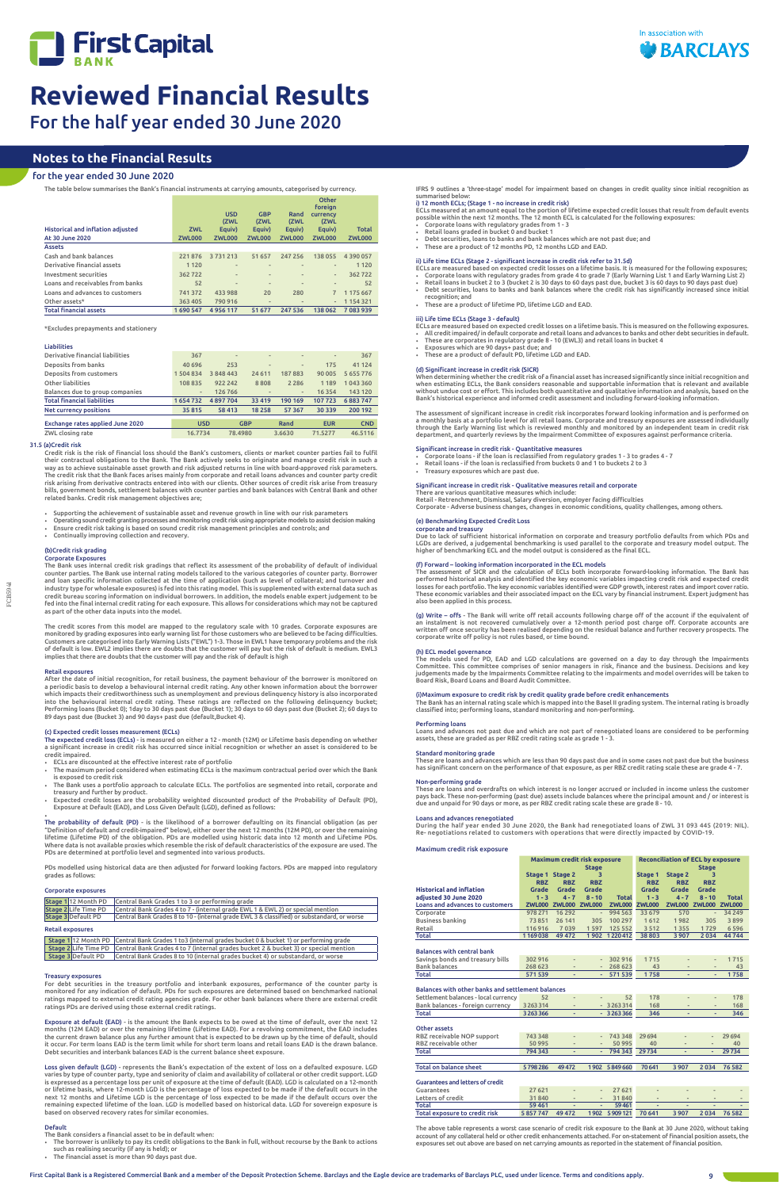# Reviewed Financial Results

For the half year ended 30 June 2020

## Notes to the Financial Results

### for the year ended 30 June 2020

The table below summarises the Bank's financial instruments at carrying amounts, categorised by currency.

| Historical and inflation adjusted At 30 June 2020 | ZWL ZWL000 | USD (ZWL Equiv) ZWL000 | GBP (ZWL Equiv) ZWL000 | Rand (ZWL Equiv) ZWL000 | Other foreign currency (ZWL Equiv) ZWL000 | Total ZWL000 |
|---|---|---|---|---|---|---|
| **Assets** | | | | | | |
| Cash and bank balances | 221 876 | 3 731 213 | 51 657 | 247 256 | 138 055 | 4 390 057 |
| Derivative financial assets | 1 120 | - | - | - | - | 1 120 |
| Investment securities | 362 722 | - | - | - | - | 362 722 |
| Loans and receivables from banks | 52 | - | - | - | - | 52 |
| Loans and advances to customers | 741 372 | 433 988 | 20 | 280 | 7 | 1 175 667 |
| Other assets* | 363 405 | 790 916 | - | - | - | 1 154 321 |
| **Total financial assets** | **1 690 547** | **4 956 117** | **51 677** | **247 536** | **138 062** | **7 083 939** |

*Excludes prepayments and stationery

| Liabilities | | | | | | |
|---|---|---|---|---|---|---|
| Derivative financial liabilities | 367 | - | - | - | - | 367 |
| Deposits from banks | 40 696 | 253 | - | - | 175 | 41 124 |
| Deposits from customers | 1 504 834 | 3 848 443 | 24 611 | 187 883 | 90 005 | 5 655 776 |
| Other liabilities | 108 835 | 922 242 | 8 808 | 2 286 | 1 189 | 1 043 360 |
| Balances due to group companies | - | 126 766 | - | - | 16 354 | 143 120 |
| **Total financial liabilities** | **1 654 732** | **4 897 704** | **33 419** | **190 169** | **107 723** | **6 883 747** |
| **Net currency positions** | **35 815** | **58 413** | **18 258** | **57 367** | **30 339** | **200 192** |

| Exchange rates applied June 2020 | USD | GBP | Rand | EUR | CND |
|---|---|---|---|---|---|
| ZWL closing rate | 16.7734 | 78.4980 | 3.6630 | 71.5277 | 46.5116 |

### 31.5 (a)Credit risk

Credit risk is the risk of financial loss should the Bank's customers, clients or market counter parties fail to fulfil their contractual obligations to the Bank. The Bank actively seeks to originate and manage credit risk in such a way as to achieve sustainable asset growth and risk adjusted returns in line with board-approved risk parameters. The credit risk that the Bank faces arises mainly from corporate and retail loans advances and counter party credit risk arising from derivative contracts entered into with our clients. Other sources of credit risk arise from treasury bills, government bonds, settlement balances with counter parties and bank balances with Central Bank and other related banks. Credit risk management objectives are;

- Supporting the achievement of sustainable asset and revenue growth in line with our risk parameters
- Operating sound credit granting processes and monitoring credit risk using appropriate models to assist decision making
- Ensure credit risk taking is based on sound credit risk management principles and controls; and
- Continually improving collection and recovery.

### (b)Credit risk grading

**Corporate Exposures**

The Bank uses internal credit risk gradings that reflect its assessment of the probability of default of individual counter parties. The Bank use internal rating models tailored to the various categories of counter party. Borrower and loan specific information collected at the time of application (such as level of collateral; and turnover and industry type for wholesale exposures) is fed into this rating model. This is supplemented with external data such as credit bureau scoring information on individual borrowers. In addition, the models enable expert judgement to be fed into the final internal credit rating for each exposure. This allows for considerations which may not be captured as part of the other data inputs into the model.

The credit scores from this model are mapped to the regulatory scale with 10 grades. Corporate exposures are monitored by grading exposures into early warning list for those customers who are believed to be facing difficulties. Customers are categorised into Early Warning Lists ("EWL") 1-3. Those in EWL1 have temporary problems and the risk of default is low. EWL2 implies there are doubts that the customer will pay but the risk of default is medium. EWL3 implies that there are doubts that the customer will pay and the risk of default is high

**Retail exposures**

After the date of initial recognition, for retail business, the payment behaviour of the borrower is monitored on a periodic basis to develop a behavioural internal credit rating. Any other known information about the borrower which impacts their creditworthiness such as unemployment and previous delinquency history is also incorporated into the behavioural internal credit rating. These ratings are reflected on the following delinquency bucket; Performing loans (Bucket 0); 1day to 30 days past due (Bucket 1); 30 days to 60 days past due (Bucket 2); 60 days to 89 days past due (Bucket 3) and 90 days+ past due (default,Bucket 4).

### (c) Expected credit losses measurement (ECLs)

**The expected credit loss (ECLs)** - is measured on either a 12 - month (12M) or Lifetime basis depending on whether a significant increase in credit risk has occurred since initial recognition or whether an asset is considered to be credit impaired.

- ECLs are discounted at the effective interest rate of portfolio
- The maximum period considered when estimating ECLs is the maximum contractual period over which the Bank is exposed to credit risk
- The Bank uses a portfolio approach to calculate ECLs. The portfolios are segmented into retail, corporate and treasury and further by product.
- Expected credit losses are the probability weighted discounted product of the Probability of Default (PD), Exposure at Default (EAD), and Loss Given Default (LGD), defined as follows:

**The probability of default (PD)** - is the likelihood of a borrower defaulting on its financial obligation (as per "Definition of default and credit-impaired" below), either over the next 12 months (12M PD), or over the remaining lifetime (Lifetime PD) of the obligation. PDs are modelled using historic data into 12 month and Lifetime PDs. Where data is not available proxies which resemble the risk of default characteristics of the exposure are used. The PDs are determined at portfolio level and segmented into various products.

PDs modelled using historical data are then adjusted for forward looking factors. PDs are mapped into regulatory grades as follows:

**Corporate exposures**

| | | |
|---|---|---|
| Stage 1 | 12 Month PD | Central Bank Grades 1 to 3 or performing grade |
| Stage 2 | Life Time PD | Central Bank Grades 4 to 7 - (internal grade EWL 1 & EWL 2) or special mention |
| Stage 3 | Default PD | Central Bank Grades 8 to 10 - (internal grade EWL 3 & classified) or substandard, or worse |

**Retail exposures**

| | | |
|---|---|---|
| Stage 1 | 12 Month PD | Central Bank Grades 1 to3 (internal grades bucket 0 & bucket 1) or performing grade |
| Stage 2 | Life Time PD | Central Bank Grades 4 to 7 (internal grades bucket 2 & bucket 3) or special mention |
| Stage 3 | Default PD | Central Bank Grades 8 to 10 (internal grades bucket 4) or substandard, or worse |

**Treasury exposures**

For debt securities in the treasury portfolio and interbank exposures, performance of the counter party is monitored for any indication of default. PDs for such exposures are determined based on benchmarked national ratings mapped to external credit rating agencies grade. For other bank balances where there are external credit ratings PDs are derived using those external credit ratings.

**Exposure at default (EAD)** - is the amount the Bank expects to be owed at the time of default, over the next 12 months (12M EAD) or over the remaining lifetime (Lifetime EAD). For a revolving commitment, the EAD includes the current drawn balance plus any further amount that is expected to be drawn up by the time of default, should it occur. For term loans EAD is the term limit while for short term loans and retail loans EAD is the drawn balance. Debt securities and interbank balances EAD is the current balance sheet exposure.

**Loss given default (LGD)** - represents the Bank's expectation of the extent of loss on a defaulted exposure. LGD varies by type of counter party, type and seniority of claim and availability of collateral or other credit support. LGD is expressed as a percentage loss per unit of exposure at the time of default (EAD). LGD is calculated on a 12-month or lifetime basis, where 12-month LGD is the percentage of loss expected to be made if the default occurs in the next 12 months and Lifetime LGD is the percentage of loss expected to be made if the default occurs over the remaining expected lifetime of the loan. LGD is modelled based on historical data. LGD for sovereign exposure is based on observed recovery rates for similar economies.

**Default**

The Bank considers a financial asset to be in default when:

- The borrower is unlikely to pay its credit obligations to the Bank in full, without recourse by the Bank to actions such as realising security (if any is held); or
- The financial asset is more than 90 days past due.

IFRS 9 outlines a 'three-stage' model for impairment based on changes in credit quality since initial recognition as summarised below:

**i) 12 month ECLs; (Stage 1 - no increase in credit risk)**

ECLs measured at an amount equal to the portion of lifetime expected credit losses that result from default events possible within the next 12 months. The 12 month ECL is calculated for the following exposures:

- Corporate loans with regulatory grades from 1 - 3
- Retail loans graded in bucket 0 and bucket 1
- Debt securities, loans to banks and bank balances which are not past due; and
- These are a product of 12 months PD, 12 months LGD and EAD.

**ii) Life time ECLs (Stage 2 - significant increase in credit risk refer to 31.5d)**

ECLs are measured based on expected credit losses on a lifetime basis. It is measured for the following exposures;

- Corporate loans with regulatory grades from grade 4 to grade 7 (Early Warning List 1 and Early Warning List 2)
- Retail loans in bucket 2 to 3 (bucket 2 is 30 days to 60 days past due, bucket 3 is 60 days to 90 days past due)
- Debt securities, loans to banks and bank balances where the credit risk has significantly increased since initial recognition; and
- These are a product of lifetime PD, lifetime LGD and EAD.

**iii) Life time ECLs (Stage 3 - default)**

ECLs are measured based on expected credit losses on a lifetime basis. This is measured on the following exposures.

- All credit impaired/in default corporate and retail loans and advances to banks and other debt securities in default.
- These are corporates in regulatory grade 8 - 10 (EWL3) and retail loans in bucket 4
- Exposures which are 90 days+ past due; and
- These are a product of default PD, lifetime LGD and EAD.

### (d) Significant increase in credit risk (SICR)

When determining whether the credit risk of a financial asset has increased significantly since initial recognition and when estimating ECLs, the Bank considers reasonable and supportable information that is relevant and available without undue cost or effort. This includes both quantitative and qualitative information and analysis, based on the Bank's historical experience and informed credit assessment and including forward-looking information.

The assessment of significant increase in credit risk incorporates forward looking information and is performed on a monthly basis at a portfolio level for all retail loans. Corporate and treasury exposures are assessed individually through the Early Warning list which is reviewed monthly and monitored by an independent team in credit risk department, and quarterly reviews by the Impairment Committee of exposures against performance criteria.

**Significant increase in credit risk - Quantitative measures**

- Corporate loans - if the loan is reclassified from regulatory grades 1 - 3 to grades 4 - 7
- Retail loans - if the loan is reclassified from buckets 0 and 1 to buckets 2 to 3
- Treasury exposures which are past due.

**Significant increase in credit risk - Qualitative measures retail and corporate**

There are various quantitative measures which include:
Retail - Retrenchment, Dismissal, Salary diversion, employer facing difficulties
Corporate - Adverse business changes, changes in economic conditions, quality challenges, among others.

### (e) Benchmarking Expected Credit Loss

**corporate and treasury**

Due to lack of sufficient historical information on corporate and treasury portfolio defaults from which PDs and LGDs are derived, a judgemental benchmarking is used parallel to the corporate and treasury model output. The higher of benchmarking ECL and the model output is considered as the final ECL.

### (f) Forward – looking information incorporated in the ECL models

The assessment of SICR and the calculation of ECLs both incorporate forward-looking information. The Bank has performed historical analysis and identified the key economic variables impacting credit risk and expected credit losses for each portfolio. The key economic variables identified were GDP growth, interest rates and import cover ratio. These economic variables and their associated impact on the ECL vary by financial instrument. Expert judgment has also been applied in this process.

**(g) Write – offs** - The Bank will write off retail accounts following charge off of the account if the equivalent of an instalment is not recovered cumulatively over a 12-month period post charge off. Corporate accounts are written off once security has been realised depending on the residual balance and further recovery prospects. The corporate write off policy is not rules based, or time bound.

### (h) ECL model governance

The models used for PD, EAD and LGD calculations are governed on a day to day through the Impairments Committee. This committee comprises of senior managers in risk, finance and the business. Decisions and key judgements made by the Impairments Committee relating to the impairments and model overrides will be taken to Board Risk, Board Loans and Board Audit Committee.

### (i)Maximum exposure to credit risk by credit quality grade before credit enhancements

The Bank has an internal rating scale which is mapped into the Basel II grading system. The internal rating is broadly classified into; performing loans, standard monitoring and non-performing.

**Performing loans**

Loans and advances not past due and which are not part of renegotiated loans are considered to be performing assets, these are graded as per RBZ credit rating scale as grade 1 - 3.

**Standard monitoring grade**

These are loans and advances which are less than 90 days past due and in some cases not past due but the business has significant concern on the performance of that exposure, as per RBZ credit rating scale these are grade 4 - 7.

**Non-performing grade**

These are loans and overdrafts on which interest is no longer accrued or included in income unless the customer pays back. These non-performing (past due) assets include balances where the principal amount and / or interest is due and unpaid for 90 days or more, as per RBZ credit rating scale these are grade 8 - 10.

**Loans and advances renegotiated**

During the half year ended 30 June 2020, the Bank had renegotiated loans of ZWL 31 093 445 (2019: NIL). Re- negotiations related to customers with operations that were directly impacted by COVID-19.

**Maximum credit risk exposure**

| Historical and inflation adjusted 30 June 2020 | Maximum credit risk exposure | | | | Reconciliation of ECL by exposure | | | |
|---|---|---|---|---|---|---|---|---|
| | Stage 1 RBZ Grade 1 - 3 | Stage 2 RBZ Grade 4 - 7 | Stage 3 RBZ Grade 8 - 10 | Total | Stage 1 RBZ Grade 1 - 3 | Stage 2 RBZ Grade 4 - 7 | Stage 3 RBZ Grade 8 - 10 | Total |
| **Loans and advances to customers** | **ZWL000** | **ZWL000** | **ZWL000** | **ZWL000** | **ZWL000** | **ZWL000** | **ZWL000** | **ZWL000** |
| Corporate | 978 271 | 16 292 | - | 994 563 | 33 679 | 570 | - | 34 249 |
| Business banking | 73 851 | 26 141 | 305 | 100 297 | 1 612 | 1 982 | 305 | 3 899 |
| Retail | 116 916 | 7 039 | 1 597 | 125 552 | 3 512 | 1 355 | 1 729 | 6 596 |
| **Total** | **1 169 038** | **49 472** | **1 902** | **1 220 412** | **38 803** | **3 907** | **2 034** | **44 744** |
| **Balances with central bank** | | | | | | | | |
| Savings bonds and treasury bills | 302 916 | - | - | 302 916 | 1 715 | - | - | 1 715 |
| Bank balances | 268 623 | - | - | 268 623 | 43 | - | - | 43 |
| **Total** | **571 539** | **-** | **-** | **571 539** | **1 758** | **-** | **-** | **1 758** |
| **Balances with other banks and settlement balances** | | | | | | | | |
| Settlement balances - local currency | 52 | - | - | 52 | 178 | - | - | 178 |
| Bank balances - foreign currency | 3 263 314 | - | - | 3 263 314 | 168 | - | - | 168 |
| **Total** | **3 263 366** | **-** | **-** | **3 263 366** | **346** | **-** | **-** | **346** |
| **Other assets** | | | | | | | | |
| RBZ receivable NOP support | 743 348 | - | - | 743 348 | 29 694 | - | - | 29 694 |
| RBZ receivable other | 50 995 | - | - | 50 995 | 40 | - | - | 40 |
| **Total** | **794 343** | **-** | **-** | **794 343** | **29 734** | **-** | **-** | **29 734** |
| **Total on balance sheet** | **5 798 286** | **49 472** | **1 902** | **5 849 660** | **70 641** | **3 907** | **2 034** | **76 582** |
| **Guarantees and letters of credit** | | | | | | | | |
| Guarantees | 27 621 | - | - | 27 621 | - | - | - | - |
| Letters of credit | 31 840 | - | - | 31 840 | - | - | - | - |
| **Total** | **59 461** | **-** | **-** | **59 461** | **-** | **-** | **-** | **-** |
| **Total exposure to credit risk** | **5 857 747** | **49 472** | **1 902** | **5 909 121** | **70 641** | **3 907** | **2 034** | **76 582** |

The above table represents a worst case scenario of credit risk exposure to the Bank at 30 June 2020, without taking account of any collateral held or other credit enhancements attached. For on-statement of financial position assets, the exposures set out above are based on net carrying amounts as reported in the statement of financial position.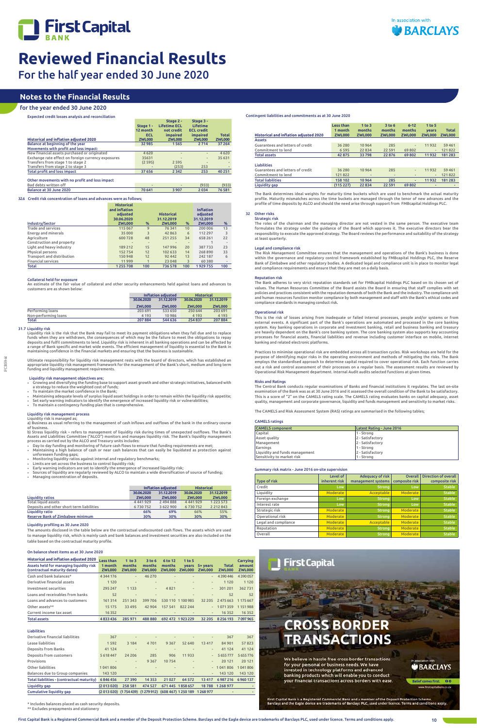# Reviewed Financial Results

## For the half year ended 30 June 2020

## Notes to the Financial Results

### for the year ended 30 June 2020

**Expected credit losses analysis and reconciliation**

| Historical and inflation adjusted 2020 | Stage 1 - 12 month ECL ZWL000 | Stage 2 - Lifetime ECL not credit impaired ZWL000 | Stage 3 - Lifetime ECL credit impaired ZWL000 | Total ZWL000 |
|---|---|---|---|---|
| Balance at beginning of the year | 32 985 | 1 565 | 2 714 | 37 264 |
| Movements with profit and loss impact: | | | | |
| New financial assets purchased or originated | 4 620 | - | - | 4 620 |
| Exchange rate effect on foreign currency exposures | 35631 | - | - | 35 631 |
| Transfers from stage 1 to stage 2 | (2 595) | 2 595 | - | - |
| Transfers from stage 2 to stage 3 | - | (253) | 253 | - |
| Total profit and loss impact | 37 656 | 2 342 | 253 | 40 251 |
| Other movements with no profit and loss impact | | | | |
| Bad debts written off | - | - | (933) | (933) |
| Balance at 30 June 2020 | 70 641 | 3 907 | 2 034 | 76 581 |

**32.6 Credit risk concentration of loans and advances were as follows;**

| Industry/Sector | Historical and inflation adjusted 30.06.2020 ZWL000 | % | Historical 31.12.2019 ZWL000 | % | Inflation adjusted 31.12.2019 ZWL000 | % |
|---|---|---|---|---|---|---|
| Trade and services | 115 067 | 9 | 76 341 | 10 | 200 006 | 13 |
| Energy and minerals | 35 000 | 3 | 42 863 | 6 | 112 297 | 3 |
| Agriculture | 600 728 | 48 | 251 255 | 34 | 658 261 | 22 |
| Construction and property | - | - | - | - | 1 | - |
| Light and heavy industry | 189 212 | 15 | 147 996 | 20 | 387 733 | 23 |
| Physical persons | 152 754 | 12 | 102 633 | 14 | 268 890 | 33 |
| Transport and distribution | 150 948 | 12 | 92 442 | 13 | 242 187 | 6 |
| Financial services | 11 999 | 1 | 23 048 | 3 | 60 380 | - |
| Total | 1 255 708 | 100 | 736 578 | 100 | 1 929 755 | 100 |

**Collateral held for exposure**

An estimate of the fair value of collateral and other security enhancements held against loans and advances to customers are as shown below:

| | Inflation adjusted | | Historical | |
|---|---|---|---|---|
| | 30.06.2020 ZWL000 | 31.12.2019 ZWL000 | 30.06.2020 ZWL000 | 31.12.2019 ZWL000 |
| Performing loans | 203 691 | 533 650 | 250 644 | 203 691 |
| Non-performing loans | 4 193 | 10 986 | 4 193 | 4 193 |
| Total | 207 884 | 544 636 | 254 837 | 207 884 |

**31.7 Liquidity risk**

Liquidity risk is the risk that the Bank may fail to meet its payment obligations when they fall due and to replace funds when they are withdrawn, the consequences of which may be the failure to meet the obligations to repay deposits and fulfil commitments to lend. Liquidity risk is inherent in all banking operations and can be affected by a range of Bank specific and market wide events. The efficient management of liquidity is essential to the Bank in maintaining confidence in the financial markets and ensuring that the business is sustainable.

Ultimate responsibility for liquidity risk management rests with the board of directors, which has established an appropriate liquidity risk management framework for the management of the Bank's short, medium and long term funding and liquidity management requirements.

**Liquidity risk management objectives are;**

- Growing and diversifying the funding base to support asset growth and other strategic initiatives, balanced with a strategy to reduce the weighted cost of funds;
- To maintain the market confidence in the Bank;
- Maintaining adequate levels of surplus liquid asset holdings in order to remain within the liquidity risk appetite;
- Set early warning indicators to identify the emergence of increased liquidity risk or vulnerabilities;
- To maintain a contingency funding plan that is comprehensive.

**Liquidity risk management process**

Liquidity risk is managed as;

a) Business as usual referring to the management of cash inflows and outflows of the bank in the ordinary course of business.

b) Stress liquidity risk – refers to management of liquidity risk during times of unexpected outflows. The Bank's Assets and Liabilities Committee ("ALCO") monitors and manages liquidity risk. The Bank's liquidity management process as carried out by the ALCO and Treasury units includes:

- Day to day funding and monitoring of future cash flows to ensure that funding requirements are met;
- Maintaining a high balance of cash or near cash balances that can easily be liquidated as protection against unforeseen funding gaps;
- Monitoring liquidity ratios against internal and regulatory benchmarks;
- Limits are set across the business to control liquidity risk;
- Early warning indicators are set to identify the emergence of increased liquidity risk;
- Sources of liquidity are regularly reviewed by ALCO to maintain a wide diversification of source of funding;
- Managing concentration of deposits.

| | Inflation adjusted | | Historical | |
|---|---|---|---|---|
| Liquidity ratios | 30.06.2020 ZWL000 | 31.12.2019 ZWL000 | 30.06.2020 ZWL000 | 31.12.2019 ZWL000 |
| Total liquid assets | 4 441 929 | 2 494 888 | 4 441 929 | 1 223 573 |
| Deposits and other short term liabilities | 6 730 752 | 3 622 900 | 6 730 752 | 2 212 843 |
| Liquidity ratio | 66% | 69% | 66% | 55% |
| Reserve Bank of Zimbabwe minimum | 30% | 30% | 30% | 30% |

**Liquidity profiling as 30 June 2020**

The amounts disclosed in the table below are the contractual undiscounted cash flows. The assets which are used to manage liquidity risk, which is mainly cash and bank balances and investment securities are also included on the table based on the contractual maturity profile.

**On balance sheet items as at 30 June 2020**

| Historical and inflation adjusted 2020 Assets held for managing liquidity risk (contractual maturity dates) | Less than 1 month ZWL000 | 1 to 3 months ZWL000 | 3 to 6 months ZWL000 | 6 to 12 months ZWL000 | 1 to 5 years ZWL000 | 5+ years ZWL000 | Total ZWL000 | Carrying amount ZWL000 |
|---|---|---|---|---|---|---|---|---|
| Cash and bank balances* | 4 344 176 | - | 46 270 | - | - | - | 4 390 446 | 4 390 057 |
| Derivative financial assets | 1 120 | - | - | - | - | - | 1 120 | 1 120 |
| Investment securities | 295 247 | 1 133 | - | 4 821 | - | - | 301 201 | 362 731 |
| Loans and receivables from banks | 52 | - | - | - | - | - | 52 | 52 |
| Loans and advances to customers | 161 314 | 251 343 | 399 706 | 530 110 | 1 100 985 | 32 205 | 2 475 663 | 1 175 667 |
| Other assets** | 15 175 | 33 495 | 42 904 | 157 541 | 822 244 | - | 1 071 359 | 1 151 988 |
| Current income tax asset | 16 352 | - | - | - | - | - | 16 352 | 16 352 |
| **Total assets** | 4 833 436 | 285 971 | 488 880 | 692 472 | 1 923 229 | 32 205 | 8 256 193 | 7 097 965 |
| **Liabilities** | | | | | | | | |
| Derivative financial liabilities | 367 | - | - | - | - | - | 367 | 367 |
| Lease liabilities | 1 592 | 3 184 | 4 701 | 9 367 | 52 640 | 13 417 | 84 901 | 57 823 |
| Deposits from Banks | 41 124 | - | - | - | - | - | 41 124 | 41 124 |
| Deposits from customers | 5 618 447 | 24 206 | 285 | 906 | 11 933 | - | 5 655 777 | 5 655 776 |
| Provisions | - | - | 9 367 | 10 754 | - | - | 20 121 | 20 121 |
| Other liabilities | 1 041 806 | - | - | - | - | - | 1 041 806 | 1 041 806 |
| Balances due to Group companies | 143 120 | - | - | - | - | - | 143 120 | 143 120 |
| **Total liabilities - (contractual maturity)** | 6 846 456 | 27 390 | 14 353 | 21 027 | 64 572 | 13 417 | 6 987 216 | 6 960 137 |
| **Liquidity gap** | (2 013 020) | 258 581 | 474 527 | 671 445 | 1 858 657 | 18 788 | 1 268 977 | - |
| **Cumulative liquidity gap** | (2 013 020) | (1 754 439) | (1 279 912) | (608 467) | 1 250 189 | 1 268 977 | - | - |

\* Includes balances placed as cash security deposits.
\*\* Excludes prepayments and stationery

**Contingent liabilities and commitments as at 30 June 2020**

| Historical and inflation adjusted 2020 | Less than 1 month ZWL000 | 1 to 3 months ZWL000 | 3 to 6 months ZWL000 | 6-12 months ZWL000 | 1 to 5 years ZWL000 | Total ZWL000 |
|---|---|---|---|---|---|---|
| **Assets** | | | | | | |
| Guarantees and letters of credit | 36 280 | 10 964 | 285 | - | 11 932 | 59 461 |
| Commitment to lend | 6 595 | 22 834 | 22 591 | 69 802 | - | 121 822 |
| **Total assets** | 42 875 | 33 798 | 22 876 | 69 802 | 11 932 | 181 283 |
| **Liabilities** | | | | | | |
| Guarantees and letters of credit | 36 280 | 10 964 | 285 | - | 11 932 | 59 461 |
| Commitment to lend | 121 822 | - | - | - | - | 121 822 |
| **Total liabilities** | 158 102 | 10 964 | 285 | - | 11 932 | 181 283 |
| **Liquidity gap** | (115 227) | 22 834 | 22 591 | 69 802 | - | - |

The Bank determines ideal weights for maturity time buckets which are used to benchmark the actual maturity profile. Maturity mismatches across the time buckets are managed through the tenor of new advances and the profile of time deposits by ALCO and should the need arise through support from FMBcapital Holdings PLC.

**32 Other risks**

**Strategic risk**

The roles of the chairman and the managing director are not vested in the same person. The executive team formulates the strategy under the guidance of the Board which approves it. The executive directors bear the responsibility to execute the approved strategy. The Board reviews the performance and suitability of the strategy at least quarterly.

**Legal and compliance risk**

The Risk Management Committee ensures that the management and operations of the Bank's business is done within the governance and regulatory control framework established by FMBcapital Holdings PLC, the Reserve Bank of Zimbabwe and other regulatory bodies. A dedicated legal and compliance unit is in place to monitor legal and compliance requirements and ensure that they are met on a daily basis.

**Reputation risk**

The Bank adheres to very strict reputation standards set for FMBcapital Holdings PLC based on its chosen set of values. The Human Resources Committee of the Board assists the Board in ensuring that staff complies with set policies and practices consistent with the reputation demands of both the Bank and the industry. The compliance unit and human resources function monitor compliance by both management and staff with the Bank's ethical codes and compliance standards in managing conduct risk.

**Operational risk**

This is the risk of losses arising from inadequate or failed internal processes, people and/or systems or from external events. A significant part of the Bank's operations are automated and processed in the core banking system. Key banking operations in corporate and investment banking, retail and business banking and treasury are heavily dependent on the Bank's core banking system. The core banking system also supports key accounting processes for financial assets, financial liabilities and revenue including customer interface on mobile, internet banking and related electronic platforms.

Practices to minimise operational risk are embedded across all transaction cycles. Risk workshops are held for the purpose of identifying major risks in the operating environment and methods of mitigating the risks. The Bank employs the standardised approach to determine capital required to cover operational risk. Each function carries out a risk and control assessment of their processes on a regular basis. The assessment results are reviewed by Operational Risk Management department. Internal Audit audits selected functions at given times.

**Risks and Ratings**

The Central Bank conducts regular examinations of Banks and financial institutions it regulates. The last on-site examination of the Bank was as at 30 June 2016 and it assessed the overall condition of the Bank to be satisfactory. This is a score of "2" on the CAMELS rating scale. The CAMELS rating evaluates banks on capital adequacy, asset quality, management and corporate governance, liquidity and funds management and sensitivity to market risks.

The CAMELS and Risk Assessment System (RAS) ratings are summarised in the following tables;

**CAMELS ratings**

| CAMELS component | Latest Rating - June 2016 |
|---|---|
| Capital | 1 - Strong |
| Asset quality | 2 - Satisfactory |
| Management | 2 - Satisfactory |
| Earnings | 1 - Strong |
| Liquidity and funds management | 2 - Satisfactory |
| Sensitivity to market risk | 1 - Strong |

**Summary risk matrix - June 2016 on-site supervision**

| Type of risk | Level of inherent risk | Adequacy of risk management systems | Overall composite risk | Direction of overall composite risk |
|---|---|---|---|---|
| Credit | Low | Strong | Low | Stable |
| Liquidity | Moderate | Acceptable | Moderate | Stable |
| Foreign exchange | Low | Strong | Low | Stable |
| Interest rate | Low | Strong | Low | Stable |
| Strategic risk | Moderate | Strong | Moderate | Stable |
| Operational risk | Moderate | Strong | Moderate | Stable |
| Legal and compliance | Moderate | Acceptable | Moderate | Stable |
| Reputation | Moderate | Strong | Moderate | Stable |
| Overall | Moderate | Strong | Moderate | Stable |

First Capital Bank

CROSS BORDER TRANSACTIONS

We believe in hassle free cross-border transactions for your personal or business needs. We have invested in technology platforms and advanced banking products which will enable you to conduct your financial transactions across borders with ease.

In association with BARCLAYS

Belief comes first.

www.firstcapitalbank.co.zw

First Capital Bank is a Registered Commercial Bank and a member of the Deposit Protection Scheme. Barclays and the Eagle device are trademarks of Barclays PLC, used under licence. Terms and conditions apply.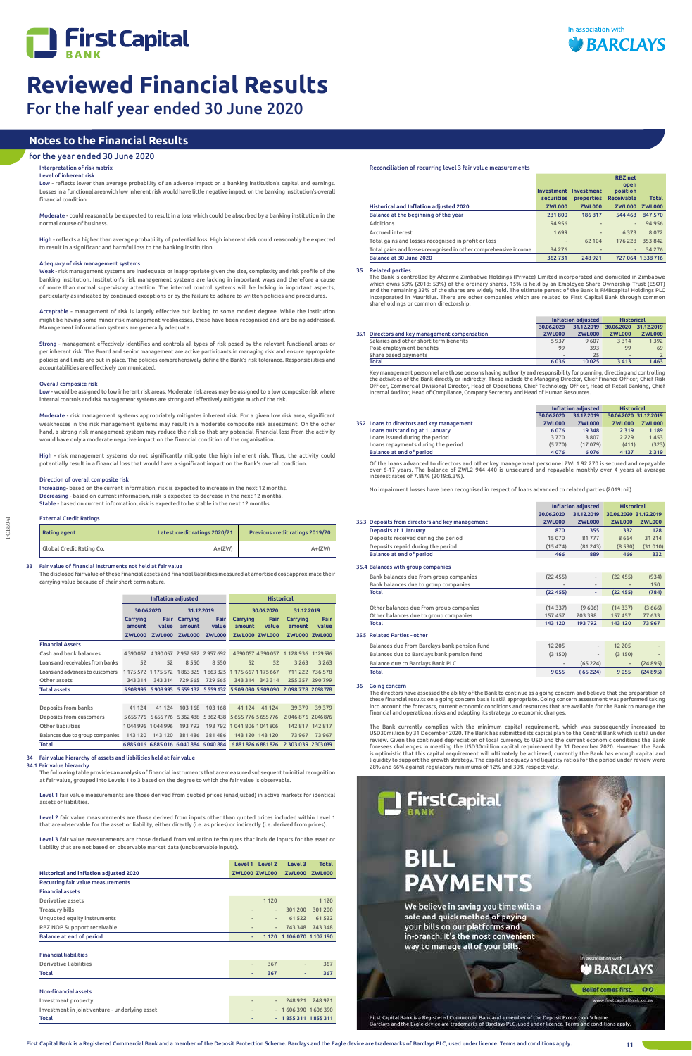# Reviewed Financial Results

## For the half year ended 30 June 2020

## Notes to the Financial Results

### for the year ended 30 June 2020

**Interpretation of risk matrix**

**Level of inherent risk**

**Low** - reflects lower than average probability of an adverse impact on a banking institution's capital and earnings. Losses in a functional area with low inherent risk would have little negative impact on the banking institution's overall financial condition.

**Moderate** - could reasonably be expected to result in a loss which could be absorbed by a banking institution in the normal course of business.

**High** - reflects a higher than average probability of potential loss. High inherent risk could reasonably be expected to result in a significant and harmful loss to the banking institution.

**Adequacy of risk management systems**

**Weak** - risk management systems are inadequate or inappropriate given the size, complexity and risk profile of the banking institution. Institution's risk management systems are lacking in important ways and therefore a cause of more than normal supervisory attention. The internal control systems will be lacking in important aspects, particularly as indicated by continued exceptions or by the failure to adhere to written policies and procedures.

**Acceptable** - management of risk is largely effective but lacking to some modest degree. While the institution might be having some minor risk management weaknesses, these have been recognised and are being addressed. Management information systems are generally adequate.

**Strong** - management effectively identifies and controls all types of risk posed by the relevant functional areas or per inherent risk. The Board and senior management are active participants in managing risk and ensure appropriate policies and limits are put in place. The policies comprehensively define the Bank's risk tolerance. Responsibilities and accountabilities are effectively communicated.

**Overall composite risk**

**Low** - would be assigned to low inherent risk areas. Moderate risk areas may be assigned to a low composite risk where internal controls and risk management systems are strong and effectively mitigate much of the risk.

**Moderate** - risk management systems appropriately mitigates inherent risk. For a given low risk area, significant weaknesses in the risk management systems may result in a moderate composite risk assessment. On the other hand, a strong risk management system may reduce the risk so that any potential financial loss from the activity would have only a moderate negative impact on the financial condition of the organisation.

**High** - risk management systems do not significantly mitigate the high inherent risk. Thus, the activity could potentially result in a financial loss that would have a significant impact on the Bank's overall condition.

**Direction of overall composite risk**

**Increasing**- based on the current information, risk is expected to increase in the next 12 months.
**Decreasing** - based on current information, risk is expected to decrease in the next 12 months.
**Stable** - based on current information, risk is expected to be stable in the next 12 months.

**External Credit Ratings**

| Rating agent | Latest credit ratings 2020/21 | Previous credit ratings 2019/20 |
|---|---|---|
| Global Credit Rating Co. | A+(ZW) | A+(ZW) |

**33 Fair value of financial instruments not held at fair value**

The disclosed fair value of these financial assets and financial liabilities measured at amortised cost approximate their carrying value because of their short term nature.

| | Inflation adjusted | | | | Historical | | | |
|---|---|---|---|---|---|---|---|---|
| | 30.06.2020 | | 31.12.2019 | | 30.06.2020 | | 31.12.2019 | |
| | Carrying amount | Fair value | Carrying amount | Fair value | Carrying amount | Fair value | Carrying amount | Fair value |
| | ZWL000 | ZWL000 | ZWL000 | ZWL000 | ZWL000 | ZWL000 | ZWL000 | ZWL000 |
| **Financial Assets** | | | | | | | | |
| Cash and bank balances | 4 390 057 | 4 390 057 | 2 957 692 | 2 957 692 | 4 390 057 | 4 390 057 | 1 128 936 | 1 129 596 |
| Loans and receivables from banks | 52 | 52 | 8 550 | 8 550 | 52 | 52 | 3 263 | 3 263 |
| Loans and advances to customers | 1 175 572 | 1 175 572 | 1 863 325 | 1 863 325 | 1 175 667 | 1 175 667 | 711 222 | 736 578 |
| Other assets | 343 314 | 343 314 | 729 565 | 729 565 | 343 314 | 343 314 | 255 357 | 290 799 |
| **Total assets** | 5 908 995 | 5 908 995 | 5 559 132 | 5 559 132 | 5 909 090 | 5 909 090 | 2 098 778 | 2 098 778 |
| | | | | | | | | |
| Deposits from banks | 41 124 | 41 124 | 103 168 | 103 168 | 41 124 | 41 124 | 39 379 | 39 379 |
| Deposits from customers | 5 655 776 | 5 655 776 | 5 362 438 | 5 362 438 | 5 655 776 | 5 655 776 | 2 046 876 | 2 046 876 |
| Other liabilities | 1 044 996 | 1 044 996 | 193 792 | 193 792 | 1 041 806 | 1 041 806 | 142 817 | 142 817 |
| Balances due to group companies | 143 120 | 143 120 | 381 486 | 381 486 | 143 120 | 143 120 | 73 967 | 73 967 |
| **Total** | 6 885 016 | 6 885 016 | 6 040 884 | 6 040 884 | 6 881 826 | 6 881 826 | 2 303 039 | 2 303 039 |

**34 Fair value hierarchy of assets and liabilities held at fair value**

**34.1 Fair value hierarchy**

The following table provides an analysis of financial instruments that are measured subsequent to initial recognition at fair value, grouped into Levels 1 to 3 based on the degree to which the fair value is observable.

**Level 1** fair value measurements are those derived from quoted prices (unadjusted) in active markets for identical assets or liabilities.

**Level 2** fair value measurements are those derived from inputs other than quoted prices included within Level 1 that are observable for the asset or liability, either directly (i.e. as prices) or indirectly (i.e. derived from prices).

**Level 3** fair value measurements are those derived from valuation techniques that include inputs for the asset or liability that are not based on observable market data (unobservable inputs).

| Historical and inflation adjusted 2020 | Level 1 ZWL000 | Level 2 ZWL000 | Level 3 ZWL000 | Total ZWL000 |
|---|---|---|---|---|
| **Recurring fair value measurements** | | | | |
| **Financial assets** | | | | |
| Derivative assets | | 1 120 | | 1 120 |
| Treasury bills | - | - | 301 200 | 301 200 |
| Unquoted equity instruments | - | - | 61 522 | 61 522 |
| RBZ NOP Suupport receivable | - | - | 743 348 | 743 348 |
| **Balance at end of period** | - | 1 120 | 1 106 070 | 1 107 190 |
| | | | | |
| **Financial liabilities** | | | | |
| Derivative liabilities | - | 367 | - | 367 |
| **Total** | - | 367 | - | 367 |
| | | | | |
| **Non-financial assets** | | | | |
| Investment property | - | - | 248 921 | 248 921 |
| Investment in joint venture - underlying asset | - | - | 1 606 390 | 1 606 390 |
| **Total** | - | - | 1 855 311 | 1 855 311 |

**Reconciliation of recurring level 3 fair value measurements**

| Historical and Inflation adjusted 2020 | Investment securities ZWL000 | Investment properties ZWL000 | RBZ net open position Receivable ZWL000 | Total ZWL000 |
|---|---|---|---|---|
| Balance at the beginning of the year | 231 800 | 186 817 | 544 463 | 847 570 |
| Additions | 94 956 | - | - | 94 956 |
| Accrued interest | 1 699 | - | 6 373 | 8 072 |
| Total gains and losses recognised in profit or loss | - | 62 104 | 176 228 | 353 842 |
| Total gains and losses recognised in other comprehensive income | 34 276 | - | - | 34 276 |
| **Balance at 30 June 2020** | 362 731 | 248 921 | 727 064 | 1 338 716 |

**35 Related parties**

The Bank is controlled by Afcarme Zimbabwe Holdings (Private) Limited incorporated and domiciled in Zimbabwe which owns 53% (2018: 53%) of the ordinary shares. 15% is held by an Employee Share Ownership Trust (ESOT) and the remaining 32% of the shares are widely held. The ultimate parent of the Bank is FMBcapital Holdings PLC incorporated in Mauritius. There are other companies which are related to First Capital Bank through common shareholdings or common directorship.

| 35.1 Directors and key management compensation | Inflation adjusted 30.06.2020 ZWL000 | Inflation adjusted 31.12.2019 ZWL000 | Historical 30.06.2020 ZWL000 | Historical 31.12.2019 ZWL000 |
|---|---|---|---|---|
| Salaries and other short term benefits | 5 937 | 9 607 | 3 314 | 1 392 |
| Post-employment benefits | 99 | 393 | 99 | 69 |
| Share based payments | - | 25 | - | 2 |
| **Total** | 6 036 | 10 025 | 3 413 | 1 463 |

Key management personnel are those persons having authority and responsibility for planning, directing and controlling the activities of the Bank directly or indirectly. These include the Managing Director, Chief Finance Officer, Chief Risk Officer, Commercial Divisional Director, Head of Operations, Chief Technology Officer, Head of Retail Banking, Chief Internal Auditor, Head of Compliance, Company Secretary and Head of Human Resources.

| 35.2 Loans to directors and key management | Inflation adjusted 30.06.2020 ZWL000 | Inflation adjusted 31.12.2019 ZWL000 | Historical 30.06.2020 ZWL000 | Historical 31.12.2019 ZWL000 |
|---|---|---|---|---|
| Loans outstanding at 1 January | 6 076 | 19 348 | 2 319 | 1 189 |
| Loans issued during the period | 3 770 | 3 807 | 2 229 | 1 453 |
| Loans repayments during the period | (5 770) | (17 079) | (411) | (323) |
| **Balance at end of period** | 4 076 | 6 076 | 4 137 | 2 319 |

Of the loans advanced to directors and other key management personnel ZWL1 92 270 is secured and repayable over 6-17 years. The balance of ZWL2 944 440 is unsecured and repayable monthly over 4 years at average interest rates of 7.88% (2019:6.3%).

No impairment losses have been recognised in respect of loans advanced to related parties (2019: nil)

| 35.3 Deposits from directors and key management | Inflation adjusted 30.06.2020 ZWL000 | Inflation adjusted 31.12.2019 ZWL000 | Historical 30.06.2020 ZWL000 | Historical 31.12.2019 ZWL000 |
|---|---|---|---|---|
| Deposits at 1 January | 870 | 355 | 332 | 128 |
| Deposits received during the period | 15 070 | 81 777 | 8 664 | 31 214 |
| Deposits repaid during the period | (15 474) | (81 243) | (8 530) | (31 010) |
| **Balance at end of period** | 466 | 889 | 466 | 332 |

**35.4 Balances with group companies**

| | Inflation adjusted 30.06.2020 ZWL000 | Inflation adjusted 31.12.2019 ZWL000 | Historical 30.06.2020 ZWL000 | Historical 31.12.2019 ZWL000 |
|---|---|---|---|---|
| Bank balances due from group companies | (22 455) | - | (22 455) | (934) |
| Bank balances due to group companies | - | - | - | 150 |
| **Total** | (22 455) | - | (22 455) | (784) |
| | | | | |
| Other balances due from group companies | (14 337) | (9 606) | (14 337) | (3 666) |
| Other balances due to group companies | 157 457 | 203 398 | 157 457 | 77 633 |
| **Total** | 143 120 | 193 792 | 143 120 | 73 967 |

**35.5 Related Parties - other**

| | Inflation adjusted 30.06.2020 ZWL000 | Inflation adjusted 31.12.2019 ZWL000 | Historical 30.06.2020 ZWL000 | Historical 31.12.2019 ZWL000 |
|---|---|---|---|---|
| Balances due from Barclays bank pension fund | 12 205 | - | 12 205 | - |
| Balances due to Barclays bank pension fund | (3 150) | - | (3 150) | - |
| Balance due to Barclays Bank PLC | - | (65 224) | - | (24 895) |
| **Total** | 9 055 | (65 224) | 9 055 | (24 895) |

**36 Going concern**

The directors have assessed the ability of the Bank to continue as a going concern and believe that the preparation of these financial results on a going concern basis is still appropriate. Going concern assessment was performed taking into account the forecasts, current economic conditions and resources that are available for the Bank to manage the financial and operational risks and adapting its strategy to economic changes.

The Bank currently complies with the minimum capital requirement, which was subsequently increased to USD30million by 31 December 2020. The Bank has submitted its capital plan to the Central Bank which is still under review. Given the continued depreciation of local currency to USD and the current economic conditions the Bank foresees challenges in meeting the USD30million capital requirement by 31 December 2020. However the Bank is optimistic that this capital requirement will ultimately be achieved, currently the Bank has enough capital and liquidity to support the growth strategy. The capital adequacy and liquidity ratios for the period under review were 28% and 66% against regulatory minimums of 12% and 30% respectively.

First Capital BANK

BILL PAYMENTS

We believe in saving you time with a safe and quick method of paying your bills on our platforms and in-branch. It's the most convenient way to manage all of your bills.

In association with BARCLAYS

Belief comes first.

www.firstcapitalbank.co.zw

First Capital Bank is a Registered Commercial Bank and a member of the Deposit Protection Scheme. Barclays and the Eagle device are trademarks of Barclays PLC, used under licence. Terms and conditions apply.

First Capital Bank is a Registered Commercial Bank and a member of the Deposit Protection Scheme. Barclays and the Eagle device are trademarks of Barclays PLC, used under licence. Terms and conditions apply.